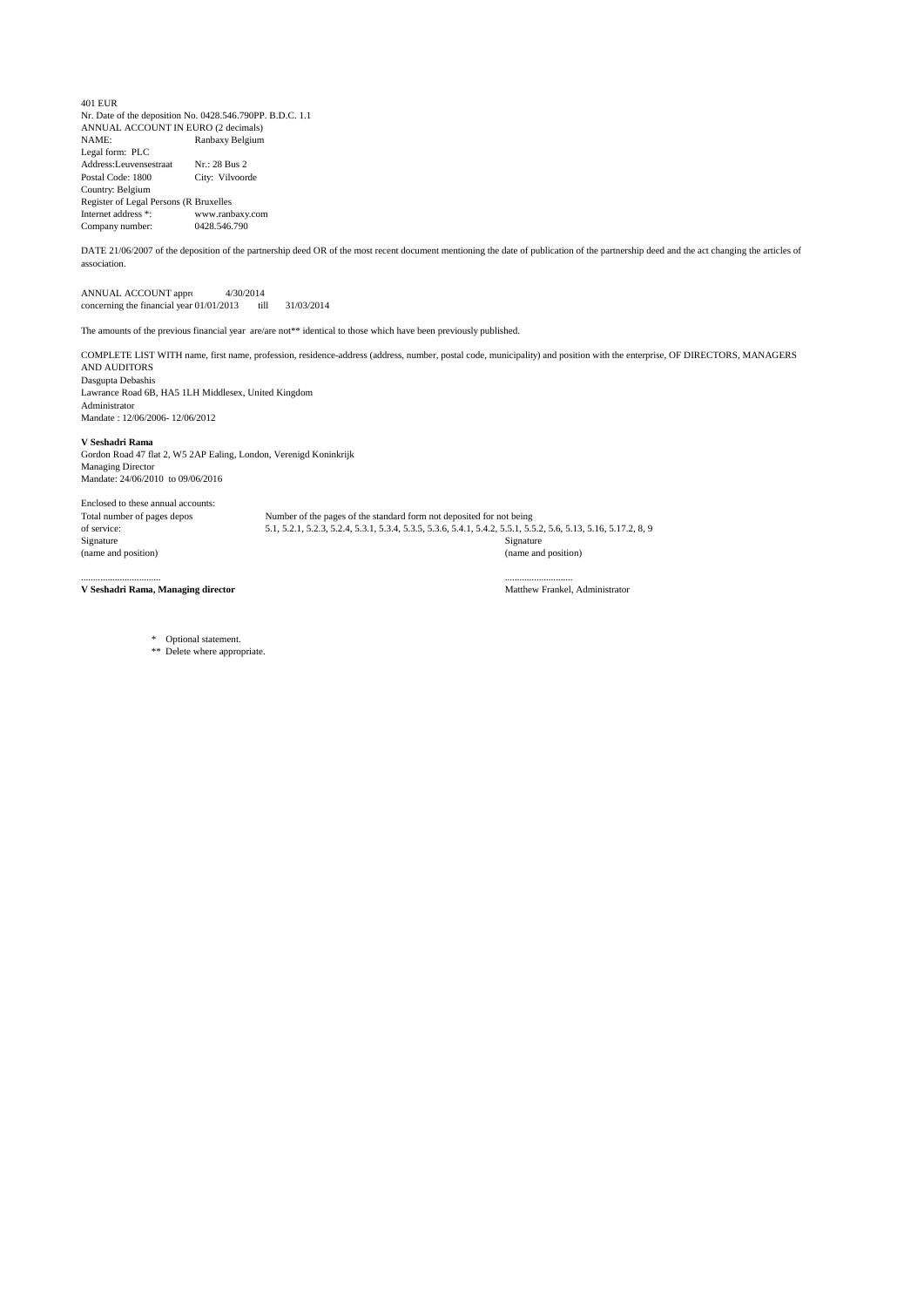401 EUR
Nr. Date of the deposition No. 0428.546.790PP. B.D.C. 1.1
ANNUAL ACCOUNT IN EURO (2 decimals)

| | |
|---|---|
| NAME: | Ranbaxy Belgium |
| Legal form: PLC | |
| Address:Leuvensestraat | Nr.: 28 Bus 2 |
| Postal Code: 1800 | City: Vilvoorde |
| Country: Belgium | |
| Register of Legal Persons (R Bruxelles | |
| Internet address *: | www.ranbaxy.com |
| Company number: | 0428.546.790 |

DATE 21/06/2007 of the deposition of the partnership deed OR of the most recent document mentioning the date of publication of the partnership deed and the act changing the articles of association.

ANNUAL ACCOUNT appro 4/30/2014
concerning the financial year 01/01/2013 till 31/03/2014

The amounts of the previous financial year are/are not** identical to those which have been previously published.

COMPLETE LIST WITH name, first name, profession, residence-address (address, number, postal code, municipality) and position with the enterprise, OF DIRECTORS, MANAGERS AND AUDITORS

Dasgupta Debashis
Lawrance Road 6B, HA5 1LH Middlesex, United Kingdom
Administrator
Mandate : 12/06/2006- 12/06/2012

**V Seshadri Rama**
Gordon Road 47 flat 2, W5 2AP Ealing, London, Verenigd Koninkrijk
Managing Director
Mandate: 24/06/2010 to 09/06/2016

Enclosed to these annual accounts:

| | |
|---|---|
| Total number of pages depos | Number of the pages of the standard form not deposited for not being |
| of service: | 5.1, 5.2.1, 5.2.3, 5.2.4, 5.3.1, 5.3.4, 5.3.5, 5.3.6, 5.4.1, 5.4.2, 5.5.1, 5.5.2, 5.6, 5.13, 5.16, 5.17.2, 8, 9 |
| Signature | Signature |
| (name and position) | (name and position) |
| ................................. | ............................ |
| **V Seshadri Rama, Managing director** | Matthew Frankel, Administrator |

\* Optional statement.
\** Delete where appropriate.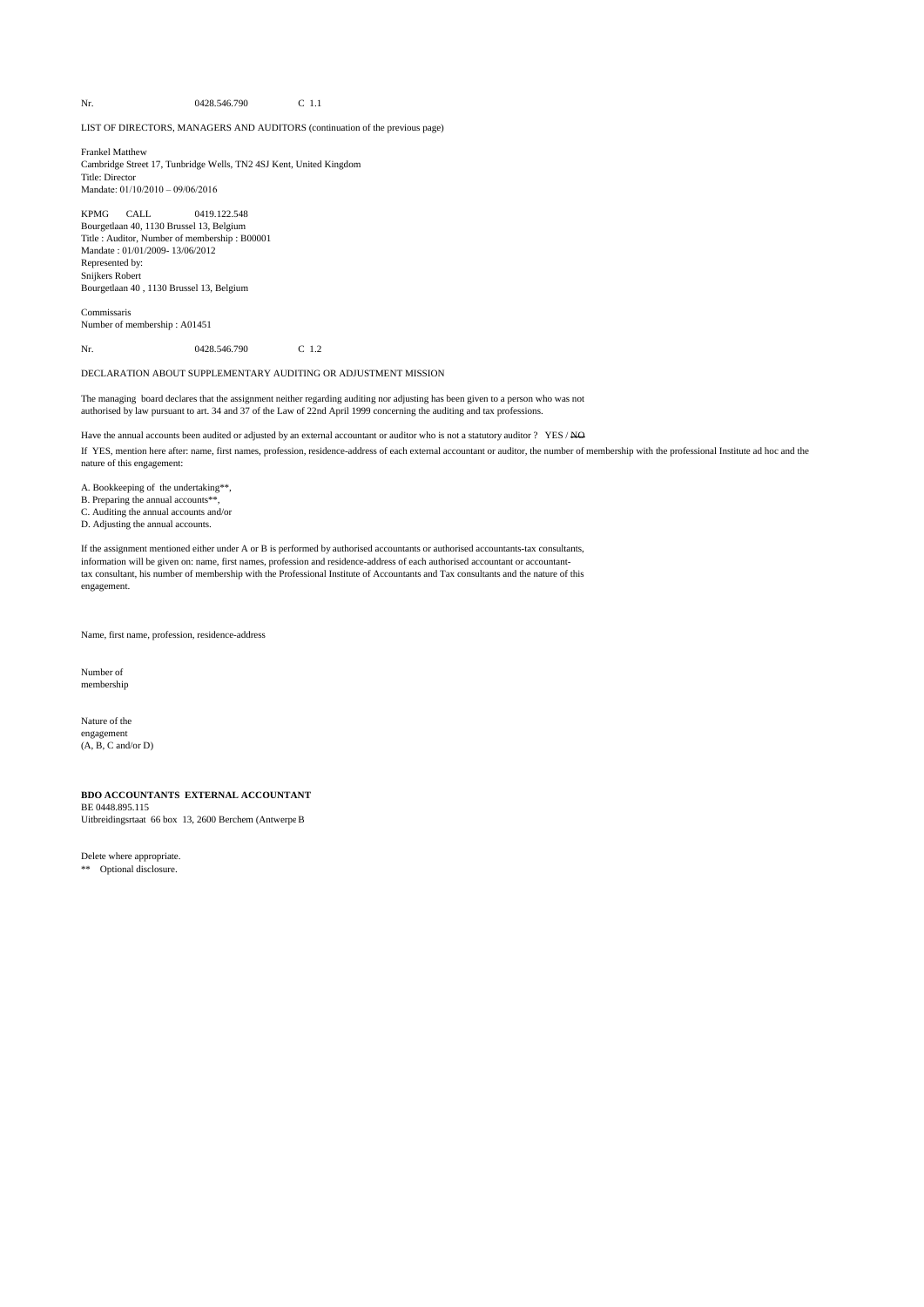Nr. 0428.546.790 C 1.1

LIST OF DIRECTORS, MANAGERS AND AUDITORS (continuation of the previous page)

Frankel Matthew
Cambridge Street 17, Tunbridge Wells, TN2 4SJ Kent, United Kingdom
Title: Director
Mandate: 01/10/2010 – 09/06/2016

KPMG CALL 0419.122.548
Bourgetlaan 40, 1130 Brussel 13, Belgium
Title : Auditor, Number of membership : B00001
Mandate : 01/01/2009- 13/06/2012
Represented by:
Snijkers Robert
Bourgetlaan 40 , 1130 Brussel 13, Belgium

Commissaris
Number of membership : A01451

Nr. 0428.546.790 C 1.2

DECLARATION ABOUT SUPPLEMENTARY AUDITING OR ADJUSTMENT MISSION

The managing board declares that the assignment neither regarding auditing nor adjusting has been given to a person who was not authorised by law pursuant to art. 34 and 37 of the Law of 22nd April 1999 concerning the auditing and tax professions.

Have the annual accounts been audited or adjusted by an external accountant or auditor who is not a statutory auditor ? YES / ~~NO~~

If YES, mention here after: name, first names, profession, residence-address of each external accountant or auditor, the number of membership with the professional Institute ad hoc and the nature of this engagement:

A. Bookkeeping of the undertaking**,
B. Preparing the annual accounts**,
C. Auditing the annual accounts and/or
D. Adjusting the annual accounts.

If the assignment mentioned either under A or B is performed by authorised accountants or authorised accountants-tax consultants, information will be given on: name, first names, profession and residence-address of each authorised accountant or accountant-tax consultant, his number of membership with the Professional Institute of Accountants and Tax consultants and the nature of this engagement.

| Name, first name, profession, residence-address | Number of membership | Nature of the engagement (A, B, C and/or D) |
|---|---|---|
| **BDO ACCOUNTANTS EXTERNAL ACCOUNTANT**<br>BE 0448.895.115<br>Uitbreidingsrtaat 66 box 13, 2600 Berchem (Antwerpe B | | |

Delete where appropriate.
** Optional disclosure.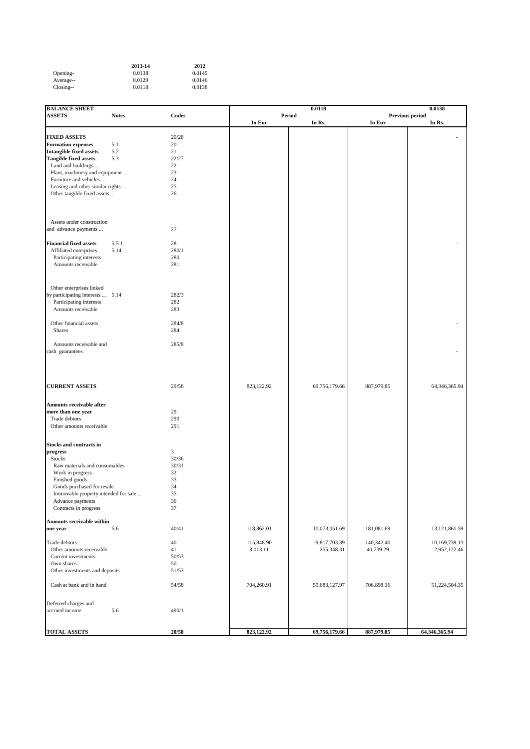| | 2013-14 | 2012 |
|---|---|---|
| Opening- | 0.0138 | 0.0145 |
| Average-- | 0.0129 | 0.0146 |
| Closing-- | 0.0118 | 0.0138 |

| BALANCE SHEET | | | 0.0118 | | 0.0138 | |
|---|---|---|---|---|---|---|
| ASSETS | Notes | Codes | Period | | Previous period | |
| | | | In Eur | In Rs. | In Eur | In Rs. |
| **FIXED ASSETS** | | 20/28 | | | | - |
| **Formation expenses** | 5.1 | 20 | | | | |
| **Intangible fixed assets** | 5.2 | 21 | | | | |
| **Tangible fixed assets** | 5.3 | 22/27 | | | | |
| Land and buildings ... | | 22 | | | | |
| Plant, machinery and equipment ... | | 23 | | | | |
| Furniture and vehicles ... | | 24 | | | | |
| Leasing and other similar rights ... | | 25 | | | | |
| Other tangible fixed assets ... | | 26 | | | | |
| Assets under construction and advance payments ... | | 27 | | | | |
| **Financial fixed assets** | 5.5.1 | 28 | | | | - |
| Affiliated enterprises | 5.14 | 280/1 | | | | |
| Participating interests | | 280 | | | | |
| Amounts receivable | | 281 | | | | |
| Other enterprises linked by participating interests ... | 5.14 | 282/3 | | | | |
| Participating interests | | 282 | | | | |
| Amounts receivable | | 283 | | | | |
| Other financial assets | | 284/8 | | | | - |
| Shares | | 284 | | | | |
| Amounts receivable and cash guarantees | | 285/8 | | | | - |
| **CURRENT ASSETS** | | 29/58 | 823,122.92 | 69,756,179.66 | 887,979.85 | 64,346,365.94 |
| **Amounts receivable after more than one year** | | 29 | | | | |
| Trade debtors | | 290 | | | | |
| Other amounts receivable | | 291 | | | | |
| **Stocks and contracts in progress** | | 3 | | | | |
| Stocks | | 30/36 | | | | |
| Raw materials and consumables | | 30/31 | | | | |
| Work in progress | | 32 | | | | |
| Finished goods | | 33 | | | | |
| Goods purchased for resale | | 34 | | | | |
| Immovable property intended for sale ... | | 35 | | | | |
| Advance payments | | 36 | | | | |
| Contracts in progress | | 37 | | | | |
| **Amounts receivable within one year** | 5.6 | 40/41 | 118,862.01 | 10,073,051.69 | 181,081.69 | 13,121,861.59 |
| Trade debtors | | 40 | 115,848.90 | 9,817,703.39 | 140,342.40 | 10,169,739.13 |
| Other amounts receivable | | 41 | 3,013.11 | 255,348.31 | 40,739.29 | 2,952,122.46 |
| Current investments | | 50/53 | | | | |
| Own shares | | 50 | | | | |
| Other investments and deposits | | 51/53 | | | | |
| Cash at bank and in hand | | 54/58 | 704,260.91 | 59,683,127.97 | 706,898.16 | 51,224,504.35 |
| Deferred charges and accrued income | 5.6 | 490/1 | | | | |
| **TOTAL ASSETS** | | **20/58** | **823,122.92** | **69,756,179.66** | **887,979.85** | **64,346,365.94** |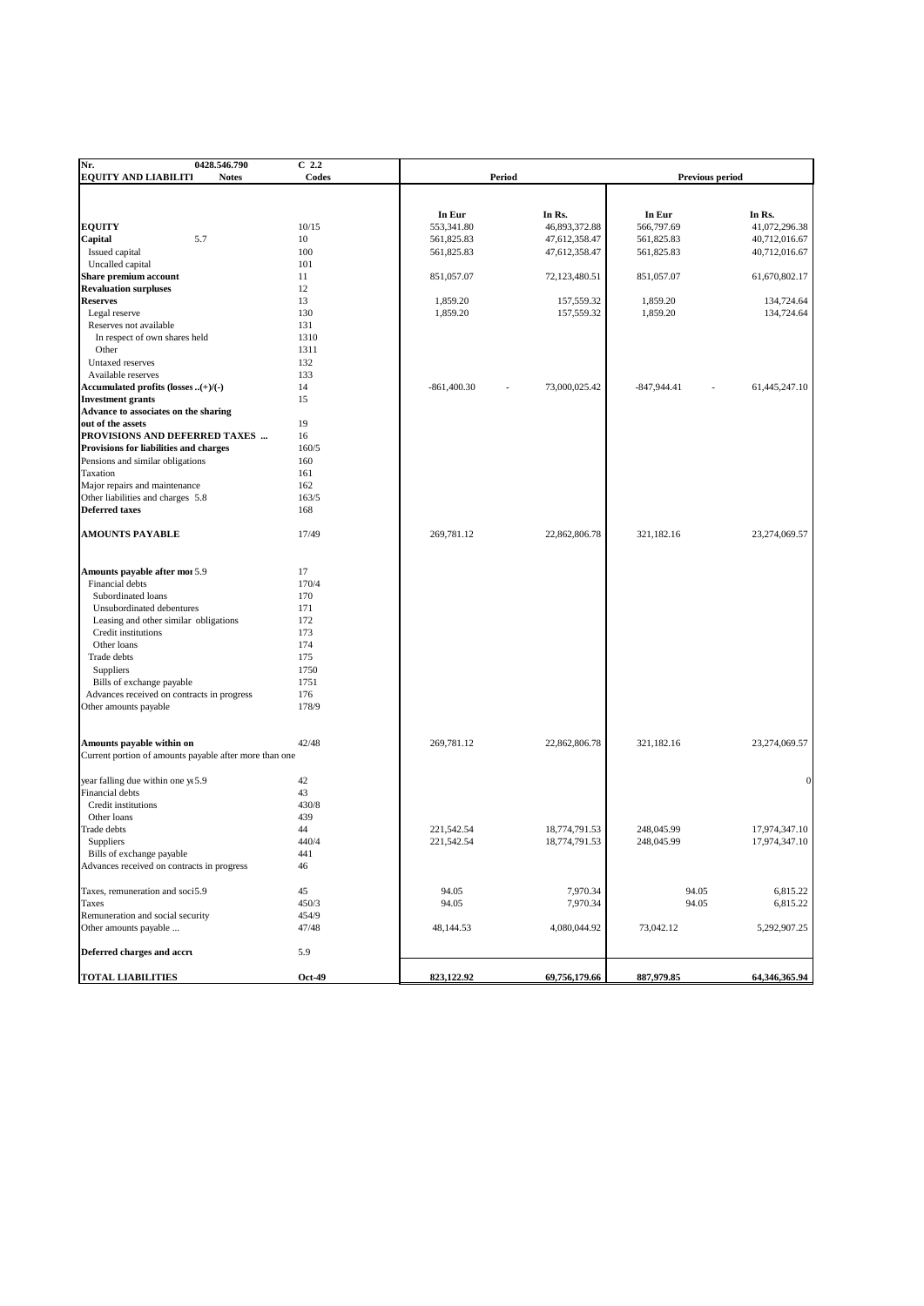| Nr. 0428.546.790 | | C 2.2 | | | | |
|---|---|---|---|---|---|---|
| **EQUITY AND LIABILITI** | **Notes** | **Codes** | **Period** | | **Previous period** | |
| | | | **In Eur** | **In Rs.** | **In Eur** | **In Rs.** |
| **EQUITY** | | 10/15 | 553,341.80 | 46,893,372.88 | 566,797.69 | 41,072,296.38 |
| **Capital** | 5.7 | 10 | 561,825.83 | 47,612,358.47 | 561,825.83 | 40,712,016.67 |
| Issued capital | | 100 | 561,825.83 | 47,612,358.47 | 561,825.83 | 40,712,016.67 |
| Uncalled capital | | 101 | | | | |
| **Share premium account** | | 11 | 851,057.07 | 72,123,480.51 | 851,057.07 | 61,670,802.17 |
| **Revaluation surpluses** | | 12 | | | | |
| **Reserves** | | 13 | 1,859.20 | 157,559.32 | 1,859.20 | 134,724.64 |
| Legal reserve | | 130 | 1,859.20 | 157,559.32 | 1,859.20 | 134,724.64 |
| Reserves not available | | 131 | | | | |
| In respect of own shares held | | 1310 | | | | |
| Other | | 1311 | | | | |
| Untaxed reserves | | 132 | | | | |
| Available reserves | | 133 | | | | |
| **Accumulated profits (losses ..(+)/(-)** | | 14 | -861,400.30 | - 73,000,025.42 | -847,944.41 | - 61,445,247.10 |
| **Investment grants** | | 15 | | | | |
| **Advance to associates on the sharing out of the assets** | | 19 | | | | |
| **PROVISIONS AND DEFERRED TAXES ...** | | 16 | | | | |
| **Provisions for liabilities and charges** | | 160/5 | | | | |
| Pensions and similar obligations | | 160 | | | | |
| Taxation | | 161 | | | | |
| Major repairs and maintenance | | 162 | | | | |
| Other liabilities and charges | 5.8 | 163/5 | | | | |
| **Deferred taxes** | | 168 | | | | |
| **AMOUNTS PAYABLE** | | 17/49 | 269,781.12 | 22,862,806.78 | 321,182.16 | 23,274,069.57 |
| **Amounts payable after mor** | 5.9 | 17 | | | | |
| Financial debts | | 170/4 | | | | |
| Subordinated loans | | 170 | | | | |
| Unsubordinated debentures | | 171 | | | | |
| Leasing and other similar obligations | | 172 | | | | |
| Credit institutions | | 173 | | | | |
| Other loans | | 174 | | | | |
| Trade debts | | 175 | | | | |
| Suppliers | | 1750 | | | | |
| Bills of exchange payable | | 1751 | | | | |
| Advances received on contracts in progress | | 176 | | | | |
| Other amounts payable | | 178/9 | | | | |
| **Amounts payable within on** | | 42/48 | 269,781.12 | 22,862,806.78 | 321,182.16 | 23,274,069.57 |
| Current portion of amounts payable after more than one year falling due within one ye | 5.9 | 42 | | | | 0 |
| Financial debts | | 43 | | | | |
| Credit institutions | | 430/8 | | | | |
| Other loans | | 439 | | | | |
| Trade debts | | 44 | 221,542.54 | 18,774,791.53 | 248,045.99 | 17,974,347.10 |
| Suppliers | | 440/4 | 221,542.54 | 18,774,791.53 | 248,045.99 | 17,974,347.10 |
| Bills of exchange payable | | 441 | | | | |
| Advances received on contracts in progress | | 46 | | | | |
| Taxes, remuneration and soci | 5.9 | 45 | 94.05 | 7,970.34 | 94.05 | 6,815.22 |
| Taxes | | 450/3 | 94.05 | 7,970.34 | 94.05 | 6,815.22 |
| Remuneration and social security | | 454/9 | | | | |
| Other amounts payable ... | | 47/48 | 48,144.53 | 4,080,044.92 | 73,042.12 | 5,292,907.25 |
| **Deferred charges and accru** | | 5.9 | | | | |
| **TOTAL LIABILITIES** | | **Oct-49** | **823,122.92** | **69,756,179.66** | **887,979.85** | **64,346,365.94** |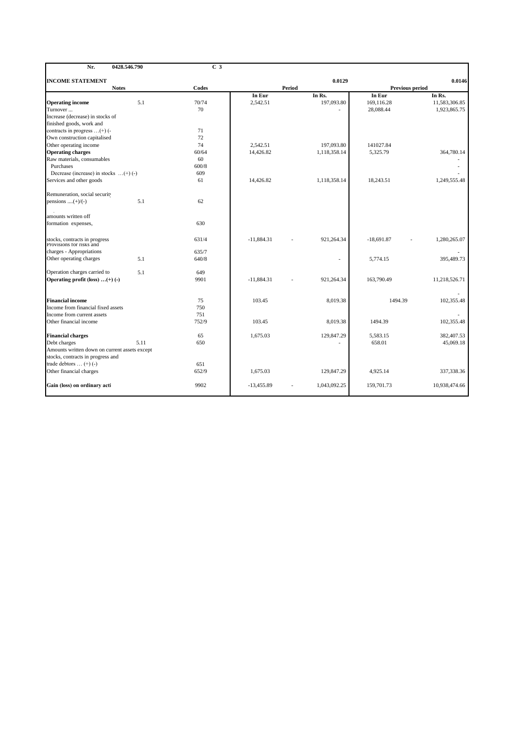| Nr. | 0428.546.790 | C 3 | | | | | |
|---|---|---|---|---|---|---|---|
| **INCOME STATEMENT** | | | | | 0.0129 | | 0.0146 |
| | Notes | Codes | | Period | | Previous period | |
| | | | In Eur | | In Rs. | In Eur | In Rs. |
| **Operating income** | 5.1 | 70/74 | 2,542.51 | | 197,093.80 | 169,116.28 | 11,583,306.85 |
| Turnover ... | | 70 | | | - | 28,088.44 | 1,923,865.75 |
| Increase (decrease) in stocks of finished goods, work and contracts in progress …(+) (- | | 71 | | | | | |
| Own construction capitalised | | 72 | | | | | |
| Other operating income | | 74 | 2,542.51 | | 197,093.80 | 141027.84 | |
| **Operating charges** | | 60/64 | 14,426.82 | | 1,118,358.14 | 5,325.79 | 364,780.14 |
| Raw materials, consumables | | 60 | | | | | - |
| Purchases | | 600/8 | | | | | - |
| Decrease (increase) in stocks …(+) (-) | | 609 | | | | | - |
| Services and other goods | | 61 | 14,426.82 | | 1,118,358.14 | 18,243.51 | 1,249,555.48 |
| Remuneration, social security pensions ....(+)/(-) | 5.1 | 62 | | | | | |
| amounts written off formation expenses, | | 630 | | | | | |
| stocks, contracts in progress | | 631/4 | -11,884.31 | - | 921,264.34 | -18,691.87 | - 1,280,265.07 |
| Provisions for risks and charges - Appropriations | | 635/7 | | | | | - |
| Other operating charges | 5.1 | 640/8 | | | - | 5,774.15 | 395,489.73 |
| Operation charges carried to | 5.1 | 649 | | | | | |
| **Operating profit (loss) …(+) (-)** | | 9901 | -11,884.31 | - | 921,264.34 | 163,790.49 | 11,218,526.71 |
| | | | | | | | - |
| **Financial income** | | 75 | 103.45 | | 8,019.38 | 1494.39 | 102,355.48 |
| Income from financial fixed assets | | 750 | | | | | |
| Income from current assets | | 751 | | | | | - |
| Other financial income | | 752/9 | 103.45 | | 8,019.38 | 1494.39 | 102,355.48 |
| **Financial charges** | | 65 | 1,675.03 | | 129,847.29 | 5,583.15 | 382,407.53 |
| Debt charges | 5.11 | 650 | | | - | 658.01 | 45,069.18 |
| Amounts written down on current assets except stocks, contracts in progress and trade debtors … (+) (-) | | 651 | | | | | |
| Other financial charges | | 652/9 | 1,675.03 | | 129,847.29 | 4,925.14 | 337,338.36 |
| **Gain (loss) on ordinary acti** | | 9902 | -13,455.89 | - | 1,043,092.25 | 159,701.73 | 10,938,474.66 |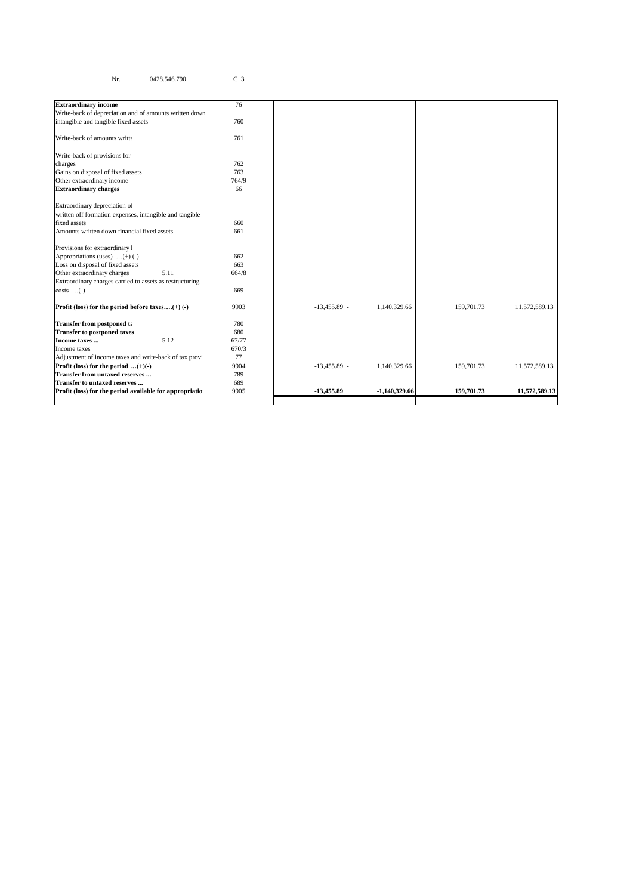Nr. 0428.546.790 C 3

| | | | | | |
|---|---|---|---|---|---|
| **Extraordinary income** | 76 | | | | |
| Write-back of depreciation and of amounts written down intangible and tangible fixed assets | 760 | | | | |
| Write-back of amounts writt | 761 | | | | |
| Write-back of provisions for charges | 762 | | | | |
| Gains on disposal of fixed assets | 763 | | | | |
| Other extraordinary income | 764/9 | | | | |
| **Extraordinary charges** | 66 | | | | |
| Extraordinary depreciation o written off formation expenses, intangible and tangible fixed assets | 660 | | | | |
| Amounts written down financial fixed assets | 661 | | | | |
| Provisions for extraordinary Appropriations (uses) …(+) (-) | 662 | | | | |
| Loss on disposal of fixed assets | 663 | | | | |
| Other extraordinary charges 5.11 | 664/8 | | | | |
| Extraordinary charges carried to assets as restructuring costs …(-) | 669 | | | | |
| **Profit (loss) for the period before taxes….(+) (-)** | 9903 | -13,455.89 - | 1,140,329.66 | 159,701.73 | 11,572,589.13 |
| **Transfer from postponed t** | 780 | | | | |
| **Transfer to postponed taxes** | 680 | | | | |
| **Income taxes ...** 5.12 | 67/77 | | | | |
| Income taxes | 670/3 | | | | |
| Adjustment of income taxes and write-back of tax provi | 77 | | | | |
| **Profit (loss) for the period …(+)(-)** | 9904 | -13,455.89 - | 1,140,329.66 | 159,701.73 | 11,572,589.13 |
| **Transfer from untaxed reserves ...** | 789 | | | | |
| **Transfer to untaxed reserves ...** | 689 | | | | |
| **Profit (loss) for the period available for appropriatio** | 9905 | **-13,455.89** | **-1,140,329.66** | **159,701.73** | **11,572,589.13** |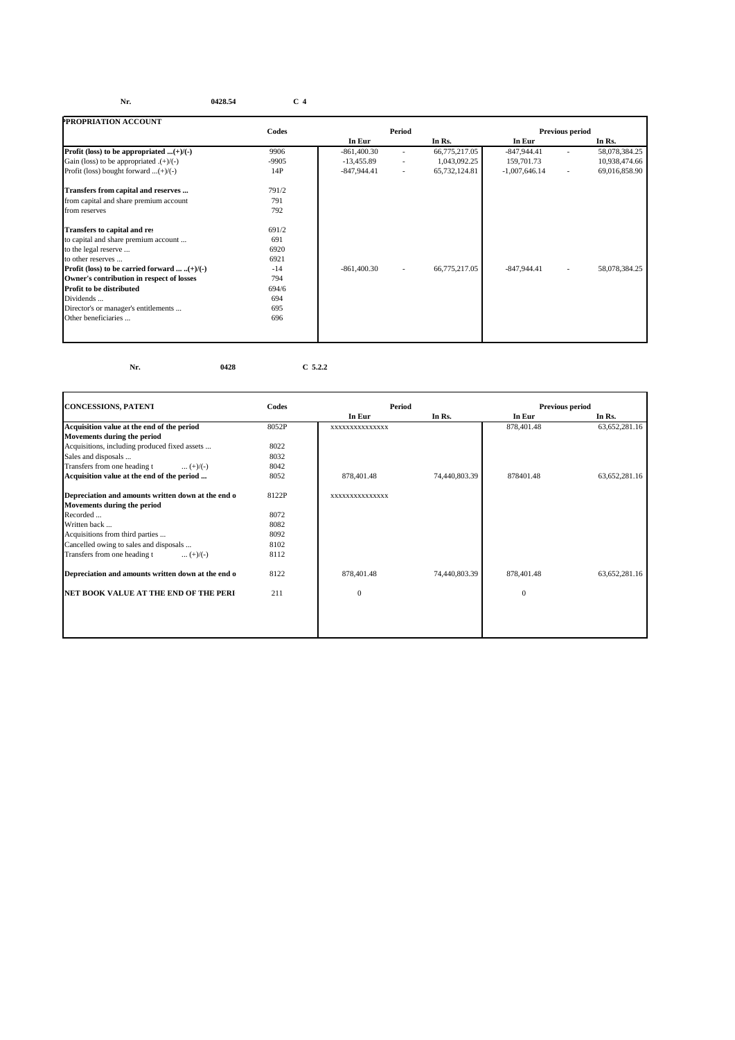Nr. 0428.54 C 4

| PPROPRIATION ACCOUNT | Codes | Period | | | Previous period | | |
|---|---|---|---|---|---|---|---|
| | | In Eur | | In Rs. | In Eur | | In Rs. |
| **Profit (loss) to be appropriated ...(+)/(-)** | 9906 | -861,400.30 | - | 66,775,217.05 | -847,944.41 | - | 58,078,384.25 |
| Gain (loss) to be appropriated .(+)/(-) | -9905 | -13,455.89 | - | 1,043,092.25 | 159,701.73 | | 10,938,474.66 |
| Profit (loss) bought forward ...(+)/(-) | 14P | -847,944.41 | - | 65,732,124.81 | -1,007,646.14 | - | 69,016,858.90 |
| **Transfers from capital and reserves ...** | 791/2 | | | | | | |
| from capital and share premium account | 791 | | | | | | |
| from reserves | 792 | | | | | | |
| **Transfers to capital and res** | 691/2 | | | | | | |
| to capital and share premium account ... | 691 | | | | | | |
| to the legal reserve ... | 6920 | | | | | | |
| to other reserves ... | 6921 | | | | | | |
| **Profit (loss) to be carried forward ... ..(+)/(-)** | -14 | -861,400.30 | - | 66,775,217.05 | -847,944.41 | - | 58,078,384.25 |
| **Owner's contribution in respect of losses** | 794 | | | | | | |
| **Profit to be distributed** | 694/6 | | | | | | |
| Dividends ... | 694 | | | | | | |
| Director's or manager's entitlements ... | 695 | | | | | | |
| Other beneficiaries ... | 696 | | | | | | |

Nr. 0428 C 5.2.2

| CONCESSIONS, PATENT | Codes | Period | | Previous period | |
|---|---|---|---|---|---|
| | | In Eur | In Rs. | In Eur | In Rs. |
| **Acquisition value at the end of the period** | 8052P | xxxxxxxxxxxxxx | | 878,401.48 | 63,652,281.16 |
| **Movements during the period** | | | | | |
| Acquisitions, including produced fixed assets ... | 8022 | | | | |
| Sales and disposals ... | 8032 | | | | |
| Transfers from one heading t ... (+)/(-) | 8042 | | | | |
| **Acquisition value at the end of the period ...** | 8052 | 878,401.48 | 74,440,803.39 | 878401.48 | 63,652,281.16 |
| **Depreciation and amounts written down at the end o** | 8122P | xxxxxxxxxxxxxx | | | |
| **Movements during the period** | | | | | |
| Recorded ... | 8072 | | | | |
| Written back ... | 8082 | | | | |
| Acquisitions from third parties ... | 8092 | | | | |
| Cancelled owing to sales and disposals ... | 8102 | | | | |
| Transfers from one heading t ... (+)/(-) | 8112 | | | | |
| **Depreciation and amounts written down at the end o** | 8122 | 878,401.48 | 74,440,803.39 | 878,401.48 | 63,652,281.16 |
| **NET BOOK VALUE AT THE END OF THE PERI** | 211 | 0 | | 0 | |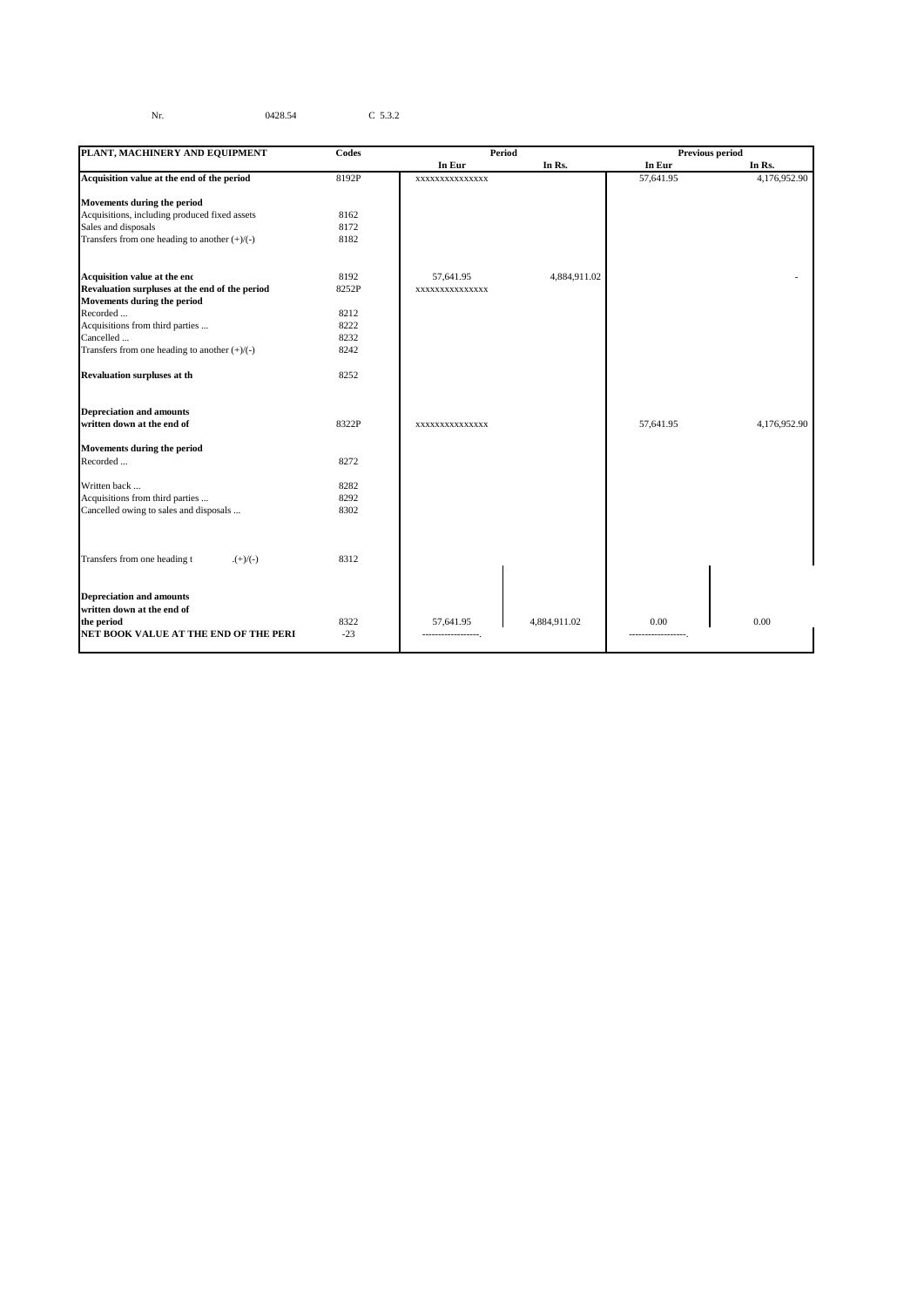Nr. 0428.54 C 5.3.2

| PLANT, MACHINERY AND EQUIPMENT | Codes | Period | | Previous period | |
|---|---|---|---|---|---|
| | | In Eur | In Rs. | In Eur | In Rs. |
| **Acquisition value at the end of the period** | 8192P | xxxxxxxxxxxxxx | | 57,641.95 | 4,176,952.90 |
| **Movements during the period** | | | | | |
| Acquisitions, including produced fixed assets | 8162 | | | | |
| Sales and disposals | 8172 | | | | |
| Transfers from one heading to another (+)/(-) | 8182 | | | | |
| **Acquisition value at the enc** | 8192 | 57,641.95 | 4,884,911.02 | | - |
| **Revaluation surpluses at the end of the period** | 8252P | xxxxxxxxxxxxxx | | | |
| **Movements during the period** | | | | | |
| Recorded ... | 8212 | | | | |
| Acquisitions from third parties ... | 8222 | | | | |
| Cancelled ... | 8232 | | | | |
| Transfers from one heading to another (+)/(-) | 8242 | | | | |
| **Revaluation surpluses at th** | 8252 | | | | |
| **Depreciation and amounts written down at the end of** | 8322P | xxxxxxxxxxxxxx | | 57,641.95 | 4,176,952.90 |
| **Movements during the period** | | | | | |
| Recorded ... | 8272 | | | | |
| Written back ... | 8282 | | | | |
| Acquisitions from third parties ... | 8292 | | | | |
| Cancelled owing to sales and disposals ... | 8302 | | | | |
| Transfers from one heading t .(+)/(-) | 8312 | | | | |
| **Depreciation and amounts written down at the end of the period** | 8322 | 57,641.95 | 4,884,911.02 | 0.00 | 0.00 |
| **NET BOOK VALUE AT THE END OF THE PERI** | -23 | ------------------. | | ------------------. | |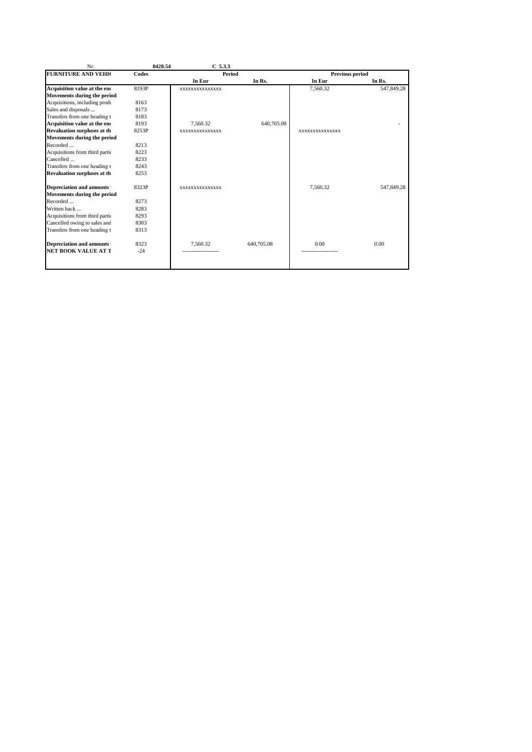| Nr. | 0428.54 | C 5.3.3 | | | |
|---|---|---|---|---|---|
| **FURNITURE AND VEHI(** | **Codes** | **Period** | | **Previous period** | |
| | | **In Eur** | **In Rs.** | **In Eur** | **In Rs.** |
| **Acquisition value at the end** | 8193P | xxxxxxxxxxxxxx | | 7,560.32 | 547,849.28 |
| **Movements during the period** | | | | | |
| Acquisitions, including produ | 8163 | | | | |
| Sales and disposals ... | 8173 | | | | |
| Transfers from one heading t | 8183 | | | | |
| **Acquisition value at the end** | 8193 | 7,560.32 | 640,705.08 | | - |
| **Revaluation surpluses at th** | 8253P | xxxxxxxxxxxxxx | | xxxxxxxxxxxxxx | |
| **Movements during the period** | | | | | |
| Recorded ... | 8213 | | | | |
| Acquisitions from third partie | 8223 | | | | |
| Cancelled ... | 8233 | | | | |
| Transfers from one heading t | 8243 | | | | |
| **Revaluation surpluses at th** | 8253 | | | | |
| **Depreciation and amounts** | 8323P | xxxxxxxxxxxxxx | | 7,560.32 | 547,849.28 |
| **Movements during the period** | | | | | |
| Recorded ... | 8273 | | | | |
| Written back ... | 8283 | | | | |
| Acquisitions from third partie | 8293 | | | | |
| Cancelled owing to sales and | 8303 | | | | |
| Transfers from one heading t | 8313 | | | | |
| **Depreciation and amounts** | 8323 | 7,560.32 | 640,705.08 | 0.00 | 0.00 |
| **NET BOOK VALUE AT T** | -24 | -------------------- | | -------------------- | |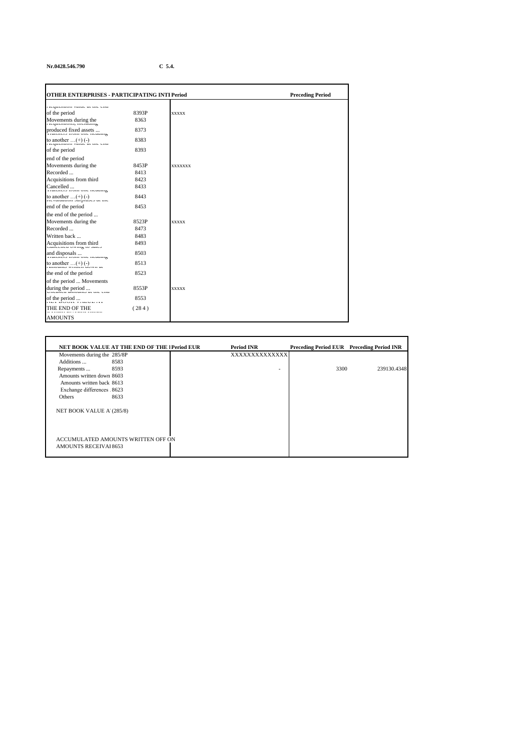Nr.0428.546.790 C 5.4.

| OTHER ENTERPRISES - PARTICIPATING INTE | Period | | Preceding Period |
|---|---|---|---|
| Acquisition value at the end of the period | 8393P | xxxxx | |
| Movements during the | 8363 | | |
| Acquisitions, including produced fixed assets ... | 8373 | | |
| Transfers from one heading to another …(+) (-) | 8383 | | |
| Acquisition value at the end of the period | 8393 | | |
| end of the period | | | |
| Movements during the | 8453P | xxxxxxx | |
| Recorded ... | 8413 | | |
| Acquisitions from third | 8423 | | |
| Cancelled ... | 8433 | | |
| Transfers from one heading to another …(+) (-) | 8443 | | |
| Revaluation surpluses at the end of the period | 8453 | | |
| the end of the period ... | | | |
| Movements during the | 8523P | xxxxx | |
| Recorded ... | 8473 | | |
| Written back ... | 8483 | | |
| Acquisitions from third | 8493 | | |
| Cancelled owing to sales and disposals ... | 8503 | | |
| Transfers from one heading to another …(+) (-) | 8513 | | |
| Amounts written down at the end of the period | 8523 | | |
| of the period ... Movements | | | |
| during the period ... | 8553P | xxxxx | |
| Uncalled amounts at the end of the period ... | 8553 | | |
| NET BOOK VALUE AT THE END OF THE | (284) | | |
| AMOUNTS | | | |

| NET BOOK VALUE AT THE END OF THE | Period EUR | Period INR | Preceding Period EUR | Preceding Period INR |
|---|---|---|---|---|
| Movements during the 285/8P | | XXXXXXXXXXXXX | | |
| Additions ... 8583 | | | | |
| Repayments ... 8593 | | - | 3300 | 239130.4348 |
| Amounts written down 8603 | | | | |
| Amounts written back 8613 | | | | |
| Exchange differences 8623 | | | | |
| Others 8633 | | | | |
| NET BOOK VALUE A (285/8) | | | | |
| ACCUMULATED AMOUNTS WRITTEN OFF ON AMOUNTS RECEIVAI 8653 | | | | |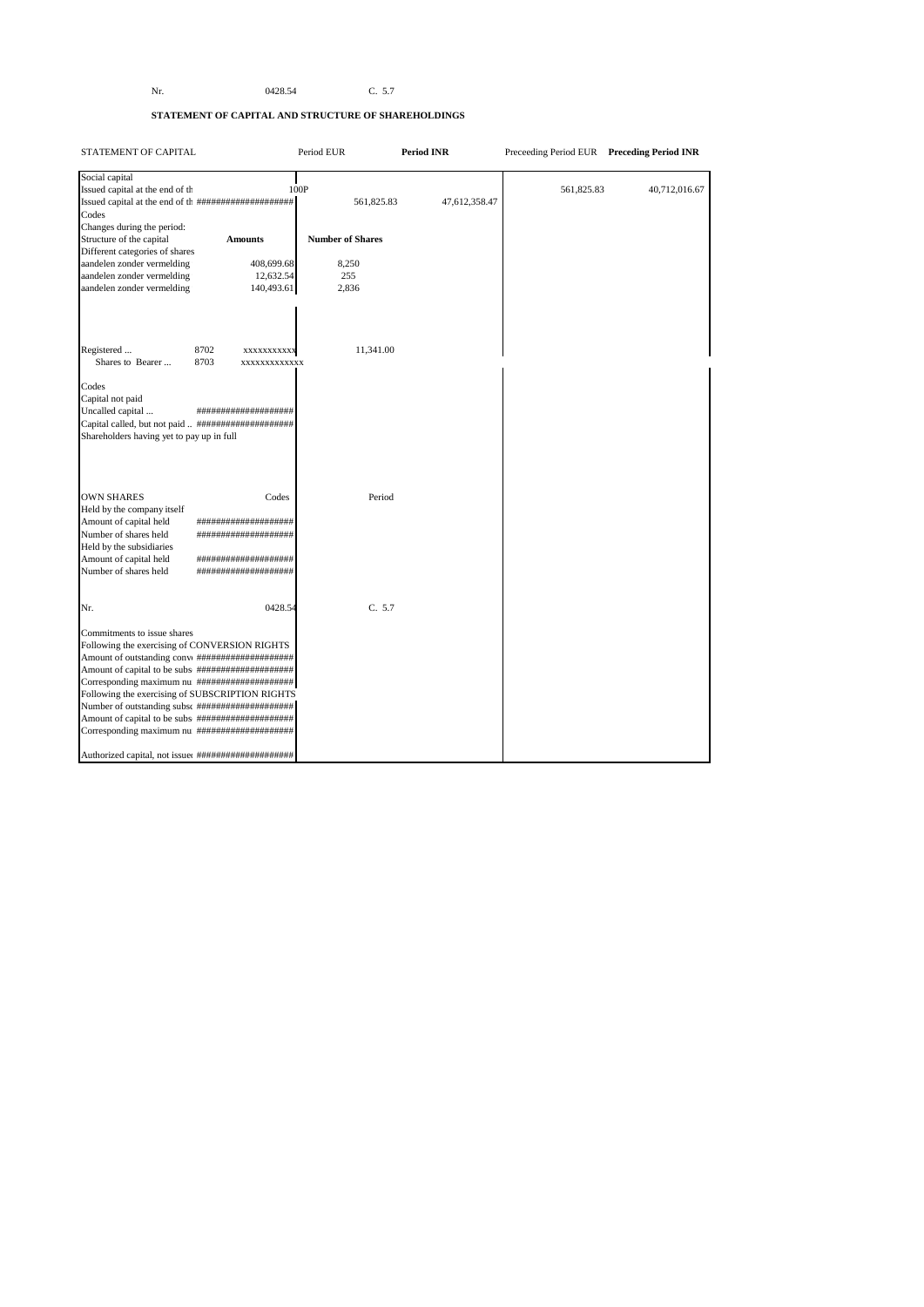Nr. 0428.54 C. 5.7

## STATEMENT OF CAPITAL AND STRUCTURE OF SHAREHOLDINGS

| STATEMENT OF CAPITAL | | | Period EUR | **Period INR** | Preceeding Period EUR | **Preceding Period INR** |
|---|---|---|---|---|---|---|
| Social capital | | | | | | |
| Issued capital at the end of th | | 100P | | | 561,825.83 | 40,712,016.67 |
| Issued capital at the end of th | | ################### | 561,825.83 | 47,612,358.47 | | |
| Codes | | | | | | |
| Changes during the period: | | | | | | |
| Structure of the capital | | **Amounts** | **Number of Shares** | | | |
| Different categories of shares | | | | | | |
| aandelen zonder vermelding | | 408,699.68 | 8,250 | | | |
| aandelen zonder vermelding | | 12,632.54 | 255 | | | |
| aandelen zonder vermelding | | 140,493.61 | 2,836 | | | |
| Registered ... | 8702 | xxxxxxxxxxx | 11,341.00 | | | |
| Shares to Bearer ... | 8703 | xxxxxxxxxxxx | | | | |
| Codes | | | | | | |
| Capital not paid | | | | | | |
| Uncalled capital ... | | ################### | | | | |
| Capital called, but not paid .. | | ################### | | | | |
| Shareholders having yet to pay up in full | | | | | | |

| OWN SHARES | Codes | Period |
|---|---|---|
| Held by the company itself | | |
| Amount of capital held | ################### | |
| Number of shares held | ################### | |
| Held by the subsidiaries | | |
| Amount of capital held | ################### | |
| Number of shares held | ################### | |

Nr. 0428.54 C. 5.7

| | | |
|---|---|---|
| Commitments to issue shares | | |
| Following the exercising of CONVERSION RIGHTS | | |
| Amount of outstanding conv | ################### | |
| Amount of capital to be subs | ################### | |
| Corresponding maximum nu | ################### | |
| Following the exercising of SUBSCRIPTION RIGHTS | | |
| Number of outstanding subsc | ################### | |
| Amount of capital to be subs | ################### | |
| Corresponding maximum nu | ################### | |
| Authorized capital, not issue | ################### | |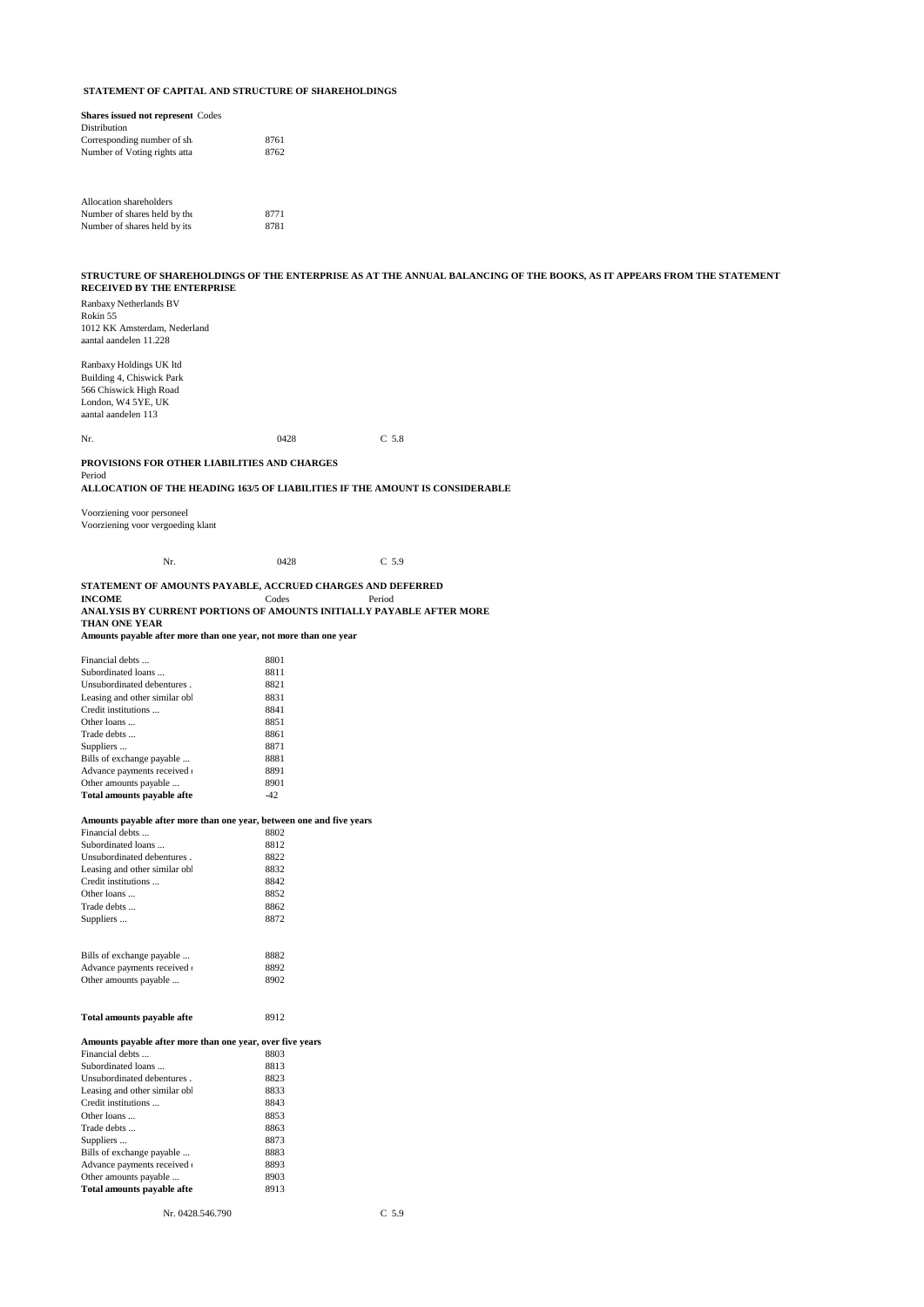**STATEMENT OF CAPITAL AND STRUCTURE OF SHAREHOLDINGS**

| **Shares issued not represent** | Codes |
|---|---|
| Distribution | |
| Corresponding number of sh | 8761 |
| Number of Voting rights atta | 8762 |
| | |
| Allocation shareholders | |
| Number of shares held by the | 8771 |
| Number of shares held by its | 8781 |

**STRUCTURE OF SHAREHOLDINGS OF THE ENTERPRISE AS AT THE ANNUAL BALANCING OF THE BOOKS, AS IT APPEARS FROM THE STATEMENT RECEIVED BY THE ENTERPRISE**

Ranbaxy Netherlands BV
Rokin 55
1012 KK Amsterdam, Nederland
aantal aandelen 11.228

Ranbaxy Holdings UK ltd
Building 4, Chiswick Park
566 Chiswick High Road
London, W4 5YE, UK
aantal aandelen 113

Nr. 0428 C 5.8

**PROVISIONS FOR OTHER LIABILITIES AND CHARGES**

Period

**ALLOCATION OF THE HEADING 163/5 OF LIABILITIES IF THE AMOUNT IS CONSIDERABLE**

Voorziening voor personeel
Voorziening voor vergoeding klant

Nr. 0428 C 5.9

**STATEMENT OF AMOUNTS PAYABLE, ACCRUED CHARGES AND DEFERRED INCOME**

**ANALYSIS BY CURRENT PORTIONS OF AMOUNTS INITIALLY PAYABLE AFTER MORE THAN ONE YEAR**

| | Codes | Period |
|---|---|---|
| **Amounts payable after more than one year, not more than one year** | | |
| Financial debts ... | 8801 | |
| Subordinated loans ... | 8811 | |
| Unsubordinated debentures . | 8821 | |
| Leasing and other similar obl | 8831 | |
| Credit institutions ... | 8841 | |
| Other loans ... | 8851 | |
| Trade debts ... | 8861 | |
| Suppliers ... | 8871 | |
| Bills of exchange payable ... | 8881 | |
| Advance payments received | 8891 | |
| Other amounts payable ... | 8901 | |
| **Total amounts payable afte** | -42 | |
| **Amounts payable after more than one year, between one and five years** | | |
| Financial debts ... | 8802 | |
| Subordinated loans ... | 8812 | |
| Unsubordinated debentures . | 8822 | |
| Leasing and other similar obl | 8832 | |
| Credit institutions ... | 8842 | |
| Other loans ... | 8852 | |
| Trade debts ... | 8862 | |
| Suppliers ... | 8872 | |
| Bills of exchange payable ... | 8882 | |
| Advance payments received | 8892 | |
| Other amounts payable ... | 8902 | |
| **Total amounts payable afte** | 8912 | |
| **Amounts payable after more than one year, over five years** | | |
| Financial debts ... | 8803 | |
| Subordinated loans ... | 8813 | |
| Unsubordinated debentures . | 8823 | |
| Leasing and other similar obl | 8833 | |
| Credit institutions ... | 8843 | |
| Other loans ... | 8853 | |
| Trade debts ... | 8863 | |
| Suppliers ... | 8873 | |
| Bills of exchange payable ... | 8883 | |
| Advance payments received | 8893 | |
| Other amounts payable ... | 8903 | |
| **Total amounts payable afte** | 8913 | |

Nr. 0428.546.790 C 5.9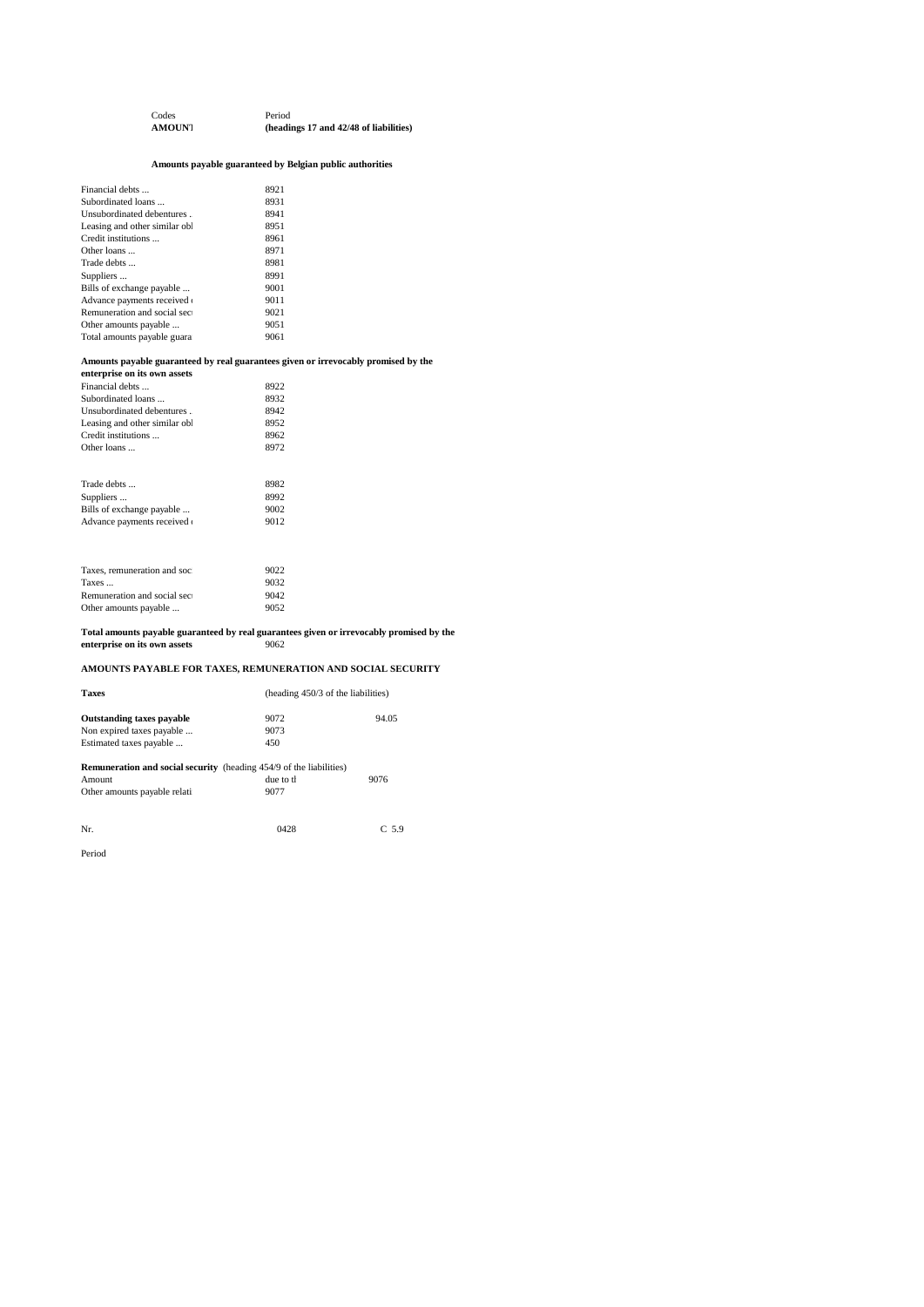| | Codes | Period |
|---|---|---|
| **AMOUNT** | | **(headings 17 and 42/48 of liabilities)** |

**Amounts payable guaranteed by Belgian public authorities**

| | | |
|---|---|---|
| Financial debts ... | 8921 | |
| Subordinated loans ... | 8931 | |
| Unsubordinated debentures . | 8941 | |
| Leasing and other similar obl | 8951 | |
| Credit institutions ... | 8961 | |
| Other loans ... | 8971 | |
| Trade debts ... | 8981 | |
| Suppliers ... | 8991 | |
| Bills of exchange payable ... | 9001 | |
| Advance payments received | 9011 | |
| Remuneration and social sec | 9021 | |
| Other amounts payable ... | 9051 | |
| Total amounts payable guara | 9061 | |

**Amounts payable guaranteed by real guarantees given or irrevocably promised by the enterprise on its own assets**

| | | |
|---|---|---|
| Financial debts ... | 8922 | |
| Subordinated loans ... | 8932 | |
| Unsubordinated debentures . | 8942 | |
| Leasing and other similar obl | 8952 | |
| Credit institutions ... | 8962 | |
| Other loans ... | 8972 | |
| Trade debts ... | 8982 | |
| Suppliers ... | 8992 | |
| Bills of exchange payable ... | 9002 | |
| Advance payments received | 9012 | |
| Taxes, remuneration and soc | 9022 | |
| Taxes ... | 9032 | |
| Remuneration and social sec | 9042 | |
| Other amounts payable ... | 9052 | |
| **Total amounts payable guaranteed by real guarantees given or irrevocably promised by the enterprise on its own assets** | 9062 | |

**AMOUNTS PAYABLE FOR TAXES, REMUNERATION AND SOCIAL SECURITY**

| **Taxes** | (heading 450/3 of the liabilities) | |
|---|---|---|
| **Outstanding taxes payable** | 9072 | 94.05 |
| Non expired taxes payable ... | 9073 | |
| Estimated taxes payable ... | 450 | |

**Remuneration and social security** (heading 454/9 of the liabilities)

| | | |
|---|---|---|
| Amount | due to tl | 9076 |
| Other amounts payable relati | 9077 | |

| | | |
|---|---|---|
| Nr. | 0428 | C 5.9 |

Period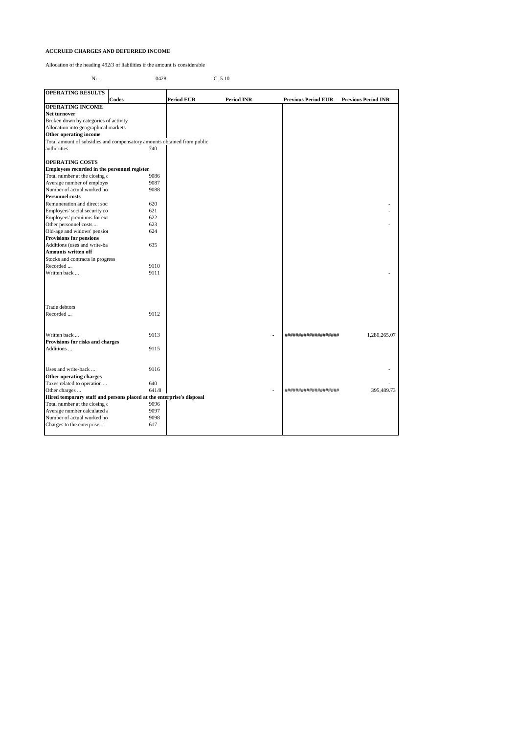**ACCRUED CHARGES AND DEFERRED INCOME**

Allocation of the heading 492/3 of liabilities if the amount is considerable

Nr. 0428 C 5.10

| OPERATING RESULTS | Codes | Period EUR | Period INR | Previous Period EUR | Previous Period INR |
|---|---|---|---|---|---|
| **OPERATING INCOME** | | | | | |
| **Net turnover** | | | | | |
| Broken down by categories of activity | | | | | |
| Allocation into geographical markets | | | | | |
| **Other operating income** | | | | | |
| Total amount of subsidies and compensatory amounts obtained from public authorities | 740 | | | | |
| **OPERATING COSTS** | | | | | |
| **Employees recorded in the personnel register** | | | | | |
| Total number at the closing d | 9086 | | | | |
| Average number of employee | 9087 | | | | |
| Number of actual worked ho | 9088 | | | | |
| **Personnel costs** | | | | | |
| Remuneration and direct soc | 620 | | | | - |
| Employers' social security co | 621 | | | | - |
| Employers' premiums for ext | 622 | | | | |
| Other personnel costs ... | 623 | | | | - |
| Old-age and widows' pensior | 624 | | | | |
| **Provisions for pensions** | | | | | |
| Additions (uses and write-ba | 635 | | | | |
| **Amounts written off** | | | | | |
| Stocks and contracts in progress | | | | | |
| Recorded ... | 9110 | | | | |
| Written back ... | 9111 | | | | - |
| Trade debtors | | | | | |
| Recorded ... | 9112 | | | | |
| Written back ... | 9113 | | - | ################### | 1,280,265.07 |
| **Provisions for risks and charges** | | | | | |
| Additions ... | 9115 | | | | |
| Uses and write-back ... | 9116 | | | | - |
| **Other operating charges** | | | | | |
| Taxes related to operation ... | 640 | | | | - |
| Other charges ... | 641/8 | | - | ################### | 395,489.73 |
| **Hired temporary staff and persons placed at the enterprise's disposal** | | | | | |
| Total number at the closing d | 9096 | | | | |
| Average number calculated a | 9097 | | | | |
| Number of actual worked ho | 9098 | | | | |
| Charges to the enterprise ... | 617 | | | | |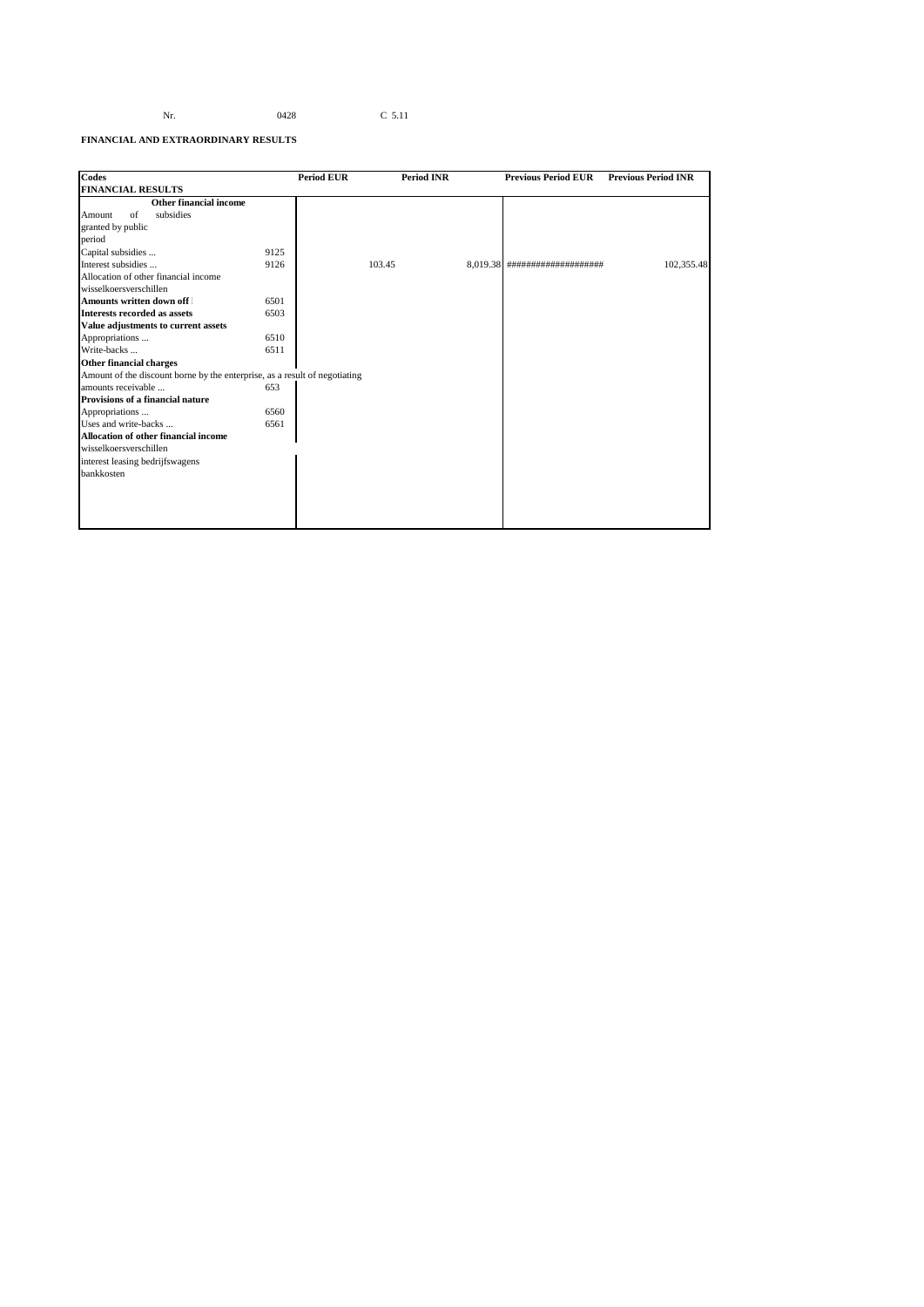Nr. 0428 C 5.11

**FINANCIAL AND EXTRAORDINARY RESULTS**

| Codes | | Period EUR | Period INR | Previous Period EUR | Previous Period INR |
|---|---|---|---|---|---|
| **FINANCIAL RESULTS** | | | | | |
| **Other financial income** | | | | | |
| Amount of subsidies granted by public period | | | | | |
| Capital subsidies ... | 9125 | | | | |
| Interest subsidies ... | 9126 | 103.45 | 8,019.38 | ################## | 102,355.48 |
| Allocation of other financial income | | | | | |
| wisselkoersverschillen | | | | | |
| **Amounts written down off** | 6501 | | | | |
| **Interests recorded as assets** | 6503 | | | | |
| **Value adjustments to current assets** | | | | | |
| Appropriations ... | 6510 | | | | |
| Write-backs ... | 6511 | | | | |
| **Other financial charges** | | | | | |
| Amount of the discount borne by the enterprise, as a result of negotiating amounts receivable ... | 653 | | | | |
| **Provisions of a financial nature** | | | | | |
| Appropriations ... | 6560 | | | | |
| Uses and write-backs ... | 6561 | | | | |
| **Allocation of other financial income** | | | | | |
| wisselkoersverschillen | | | | | |
| interest leasing bedrijfswagens | | | | | |
| bankkosten | | | | | |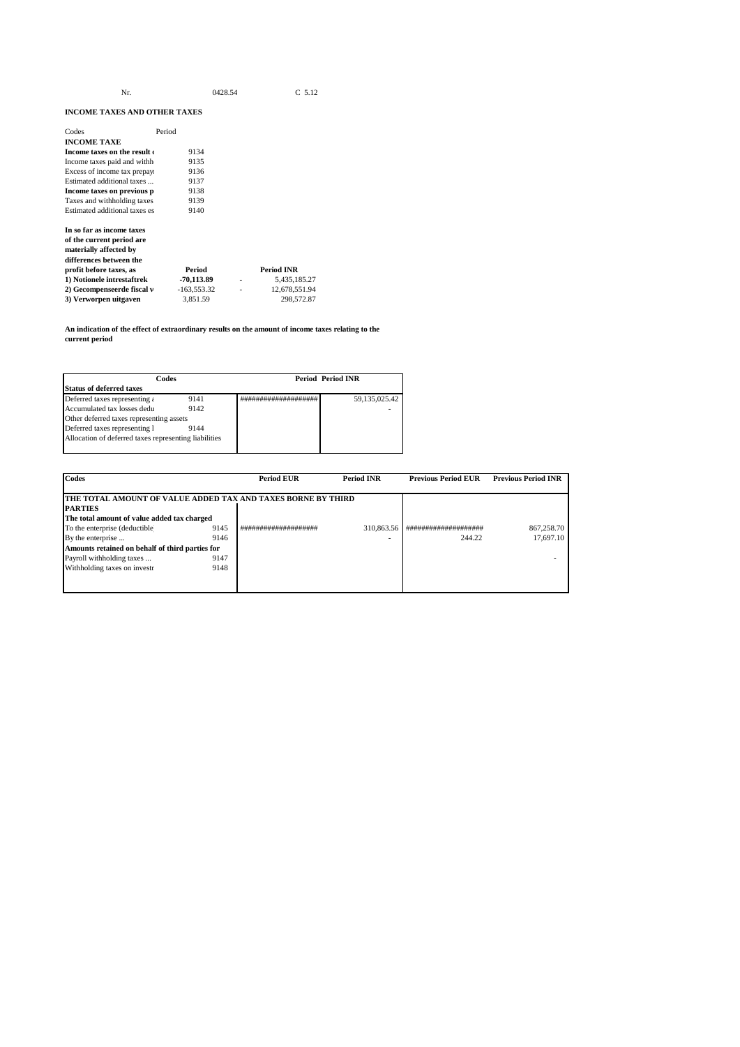Nr. 0428.54 C 5.12

## INCOME TAXES AND OTHER TAXES

| Codes | Period | | |
|---|---|---|---|
| **INCOME TAXE** | | | |
| **Income taxes on the result (** | 9134 | | |
| Income taxes paid and withh | 9135 | | |
| Excess of income tax prepay | 9136 | | |
| Estimated additional taxes ... | 9137 | | |
| **Income taxes on previous p** | 9138 | | |
| Taxes and withholding taxes | 9139 | | |
| Estimated additional taxes es | 9140 | | |
| **In so far as income taxes of the current period are materially affected by differences between the profit before taxes, as** | **Period** | | **Period INR** |
| **1) Notionele intrestaftrek** | **-70,113.89** | - | 5,435,185.27 |
| **2) Gecompenseerde fiscal v** | -163,553.32 | - | 12,678,551.94 |
| **3) Verworpen uitgaven** | 3,851.59 | | 298,572.87 |

**An indication of the effect of extraordinary results on the amount of income taxes relating to the current period**

| Codes | | Period | Period INR |
|---|---|---|---|
| **Status of deferred taxes** | | | |
| Deferred taxes representing a | 9141 | #################### | 59,135,025.42 |
| Accumulated tax losses dedu | 9142 | | - |
| Other deferred taxes representing assets | | | |
| Deferred taxes representing l | 9144 | | |
| Allocation of deferred taxes representing liabilities | | | |

| Codes | | Period EUR | Period INR | Previous Period EUR | Previous Period INR |
|---|---|---|---|---|---|
| **THE TOTAL AMOUNT OF VALUE ADDED TAX AND TAXES BORNE BY THIRD PARTIES** | | | | | |
| **The total amount of value added tax charged** | | | | | |
| To the enterprise (deductible | 9145 | #################### | 310,863.56 | #################### | 867,258.70 |
| By the enterprise ... | 9146 | | - | 244.22 | 17,697.10 |
| **Amounts retained on behalf of third parties for** | | | | | |
| Payroll withholding taxes ... | 9147 | | | | - |
| Withholding taxes on investr | 9148 | | | | |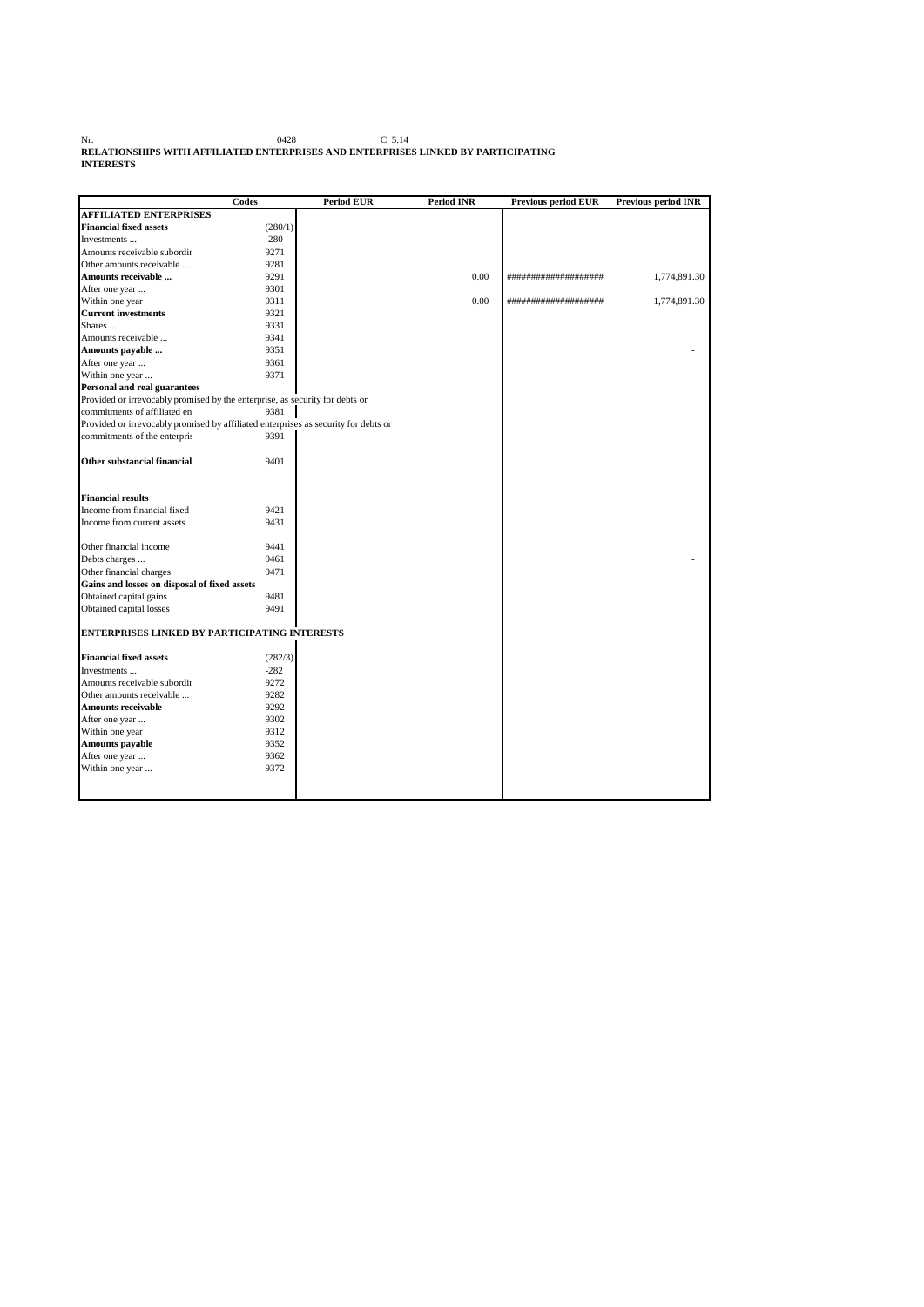Nr. 0428 C 5.14

**RELATIONSHIPS WITH AFFILIATED ENTERPRISES AND ENTERPRISES LINKED BY PARTICIPATING INTERESTS**

| | Codes | Period EUR | Period INR | Previous period EUR | Previous period INR |
|---|---|---|---|---|---|
| **AFFILIATED ENTERPRISES** | | | | | |
| **Financial fixed assets** | (280/1) | | | | |
| Investments ... | -280 | | | | |
| Amounts receivable subordir | 9271 | | | | |
| Other amounts receivable ... | 9281 | | | | |
| **Amounts receivable ...** | 9291 | | 0.00 | ################### | 1,774,891.30 |
| After one year ... | 9301 | | | | |
| Within one year | 9311 | | 0.00 | ################### | 1,774,891.30 |
| **Current investments** | 9321 | | | | |
| Shares ... | 9331 | | | | |
| Amounts receivable ... | 9341 | | | | |
| **Amounts payable ...** | 9351 | | | | - |
| After one year ... | 9361 | | | | |
| Within one year ... | 9371 | | | | - |
| **Personal and real guarantees** | | | | | |
| Provided or irrevocably promised by the enterprise, as security for debts or | | | | | |
| commitments of affiliated en | 9381 | | | | |
| Provided or irrevocably promised by affiliated enterprises as security for debts or | | | | | |
| commitments of the enterpris | 9391 | | | | |
| **Other substancial financial** | 9401 | | | | |
| **Financial results** | | | | | |
| Income from financial fixed | 9421 | | | | |
| Income from current assets | 9431 | | | | |
| Other financial income | 9441 | | | | |
| Debts charges ... | 9461 | | | | - |
| Other financial charges | 9471 | | | | |
| **Gains and losses on disposal of fixed assets** | | | | | |
| Obtained capital gains | 9481 | | | | |
| Obtained capital losses | 9491 | | | | |
| **ENTERPRISES LINKED BY PARTICIPATING INTERESTS** | | | | | |
| **Financial fixed assets** | (282/3) | | | | |
| Investments ... | -282 | | | | |
| Amounts receivable subordir | 9272 | | | | |
| Other amounts receivable ... | 9282 | | | | |
| **Amounts receivable** | 9292 | | | | |
| After one year ... | 9302 | | | | |
| Within one year | 9312 | | | | |
| **Amounts payable** | 9352 | | | | |
| After one year ... | 9362 | | | | |
| Within one year ... | 9372 | | | | |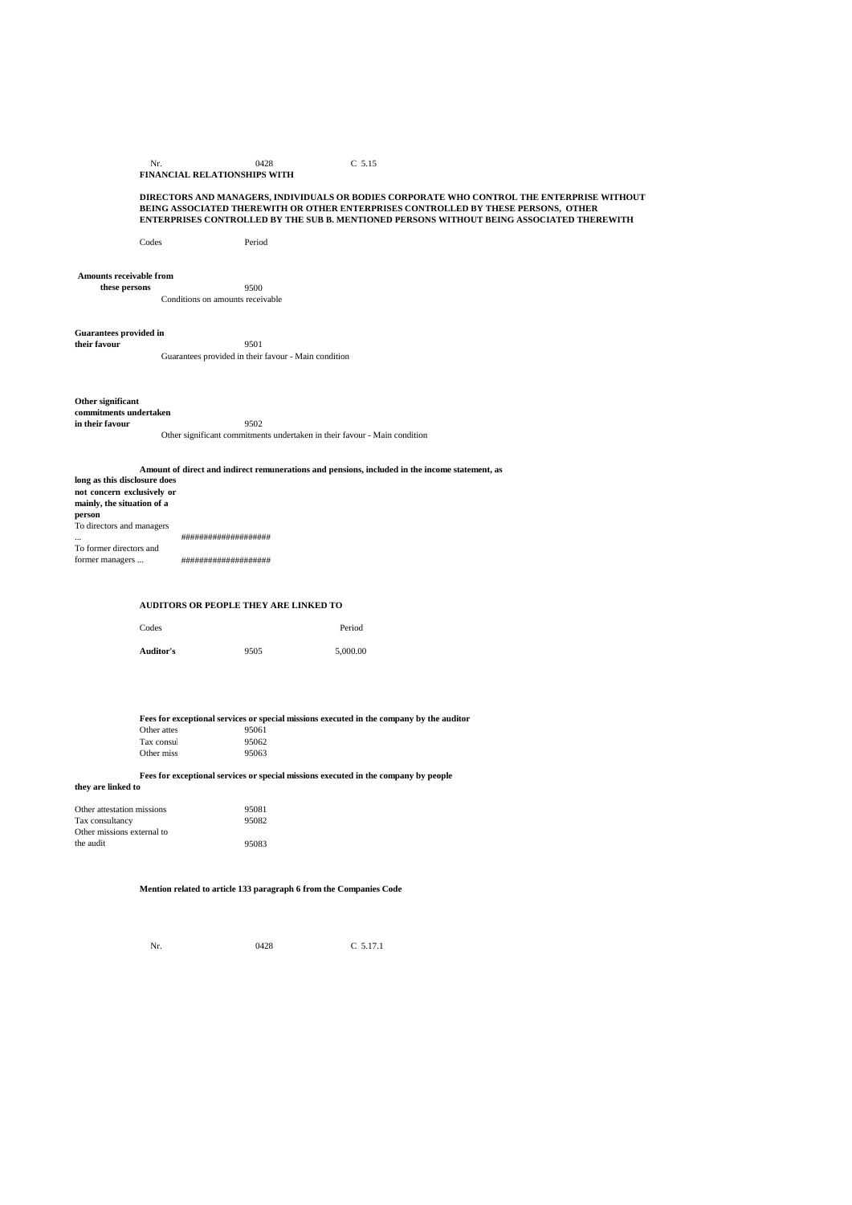Nr. 0428 C 5.15

**FINANCIAL RELATIONSHIPS WITH**

**DIRECTORS AND MANAGERS, INDIVIDUALS OR BODIES CORPORATE WHO CONTROL THE ENTERPRISE WITHOUT BEING ASSOCIATED THEREWITH OR OTHER ENTERPRISES CONTROLLED BY THESE PERSONS, OTHER ENTERPRISES CONTROLLED BY THE SUB B. MENTIONED PERSONS WITHOUT BEING ASSOCIATED THEREWITH**

| | Codes | Period |
|---|---|---|
| **Amounts receivable from these persons** | 9500 | |
| Conditions on amounts receivable | | |
| **Guarantees provided in their favour** | 9501 | |
| Guarantees provided in their favour - Main condition | | |
| **Other significant commitments undertaken in their favour** | 9502 | |
| Other significant commitments undertaken in their favour - Main condition | | |

**Amount of direct and indirect remunerations and pensions, included in the income statement, as long as this disclosure does not concern exclusively or mainly, the situation of a person**

| | | |
|---|---|---|
| To directors and managers ... | ################### | |
| To former directors and former managers ... | ################### | |

**AUDITORS OR PEOPLE THEY ARE LINKED TO**

| | Codes | Period |
|---|---|---|
| **Auditor's** | 9505 | 5,000.00 |

**Fees for exceptional services or special missions executed in the company by the auditor**

| | | |
|---|---|---|
| Other attes | 95061 | |
| Tax consul | 95062 | |
| Other miss | 95063 | |

**Fees for exceptional services or special missions executed in the company by people they are linked to**

| | | |
|---|---|---|
| Other attestation missions | 95081 | |
| Tax consultancy | 95082 | |
| Other missions external to the audit | 95083 | |

**Mention related to article 133 paragraph 6 from the Companies Code**

Nr. 0428 C 5.17.1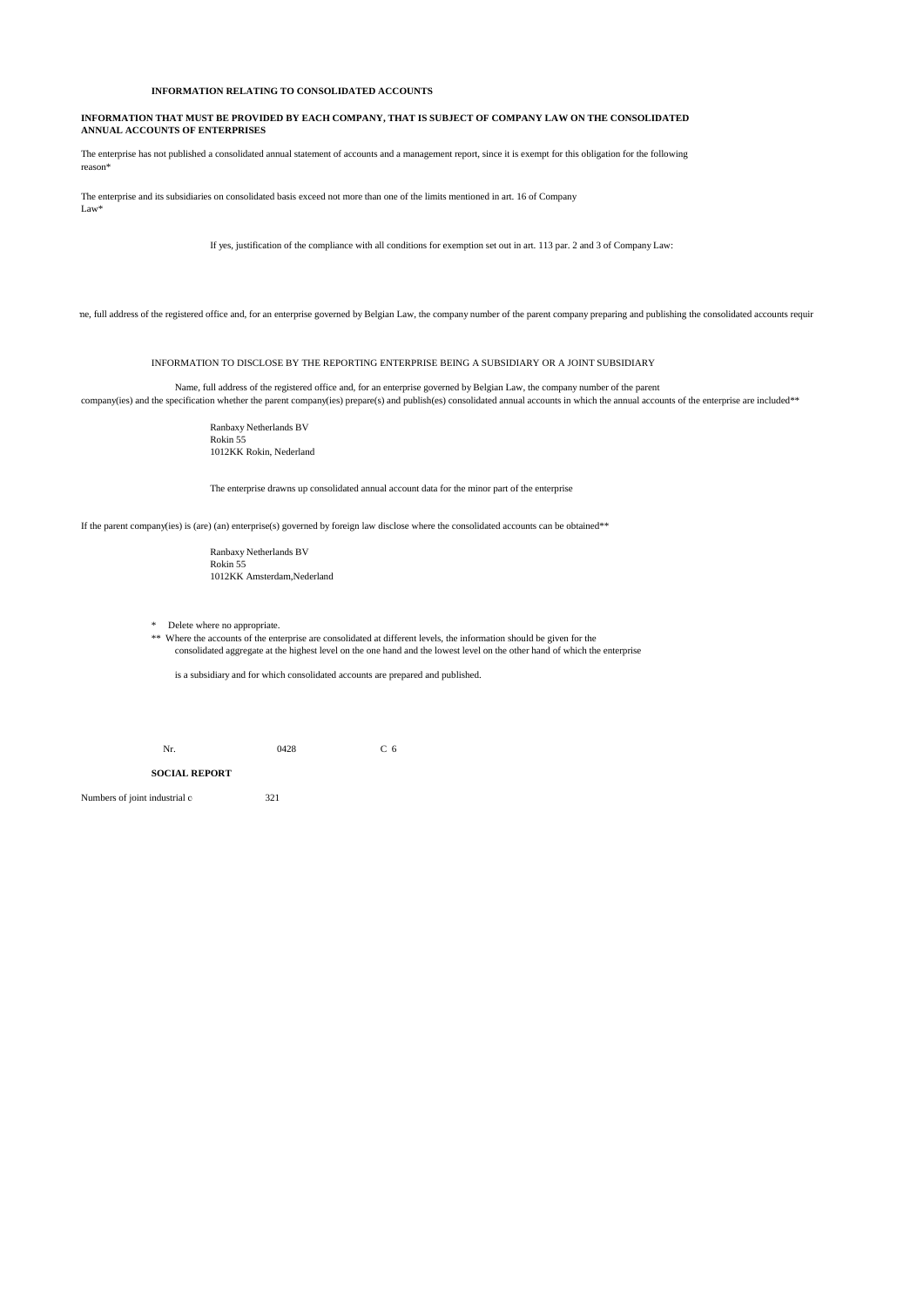**INFORMATION RELATING TO CONSOLIDATED ACCOUNTS**

**INFORMATION THAT MUST BE PROVIDED BY EACH COMPANY, THAT IS SUBJECT OF COMPANY LAW ON THE CONSOLIDATED ANNUAL ACCOUNTS OF ENTERPRISES**

The enterprise has not published a consolidated annual statement of accounts and a management report, since it is exempt for this obligation for the following reason*

The enterprise and its subsidiaries on consolidated basis exceed not more than one of the limits mentioned in art. 16 of Company Law*

If yes, justification of the compliance with all conditions for exemption set out in art. 113 par. 2 and 3 of Company Law:

ne, full address of the registered office and, for an enterprise governed by Belgian Law, the company number of the parent company preparing and publishing the consolidated accounts requir

INFORMATION TO DISCLOSE BY THE REPORTING ENTERPRISE BEING A SUBSIDIARY OR A JOINT SUBSIDIARY

Name, full address of the registered office and, for an enterprise governed by Belgian Law, the company number of the parent company(ies) and the specification whether the parent company(ies) prepare(s) and publish(es) consolidated annual accounts in which the annual accounts of the enterprise are included**

Ranbaxy Netherlands BV
Rokin 55
1012KK Rokin, Nederland

The enterprise drawns up consolidated annual account data for the minor part of the enterprise

If the parent company(ies) is (are) (an) enterprise(s) governed by foreign law disclose where the consolidated accounts can be obtained**

Ranbaxy Netherlands BV
Rokin 55
1012KK Amsterdam,Nederland

\* Delete where no appropriate.
** Where the accounts of the enterprise are consolidated at different levels, the information should be given for the consolidated aggregate at the highest level on the one hand and the lowest level on the other hand of which the enterprise is a subsidiary and for which consolidated accounts are prepared and published.

Nr. 0428 C 6

**SOCIAL REPORT**

Numbers of joint industrial c 321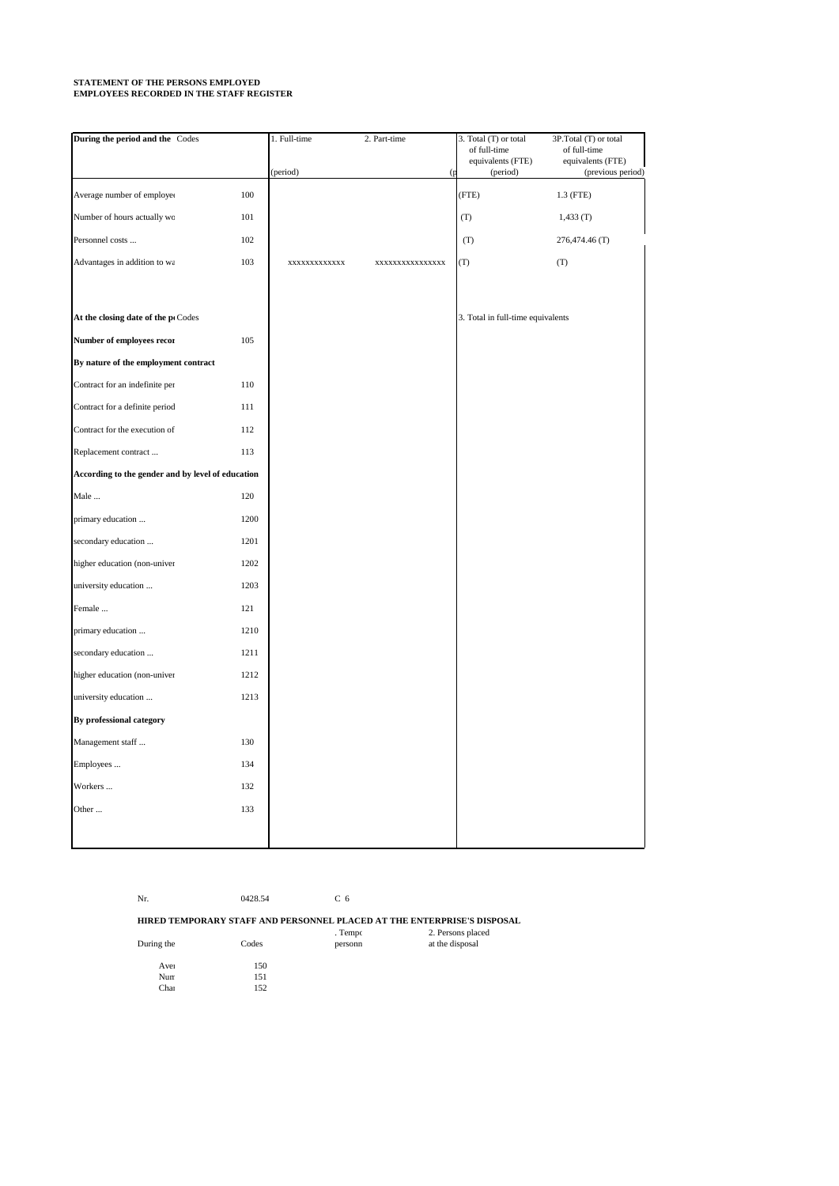**STATEMENT OF THE PERSONS EMPLOYED**
**EMPLOYEES RECORDED IN THE STAFF REGISTER**

| **During the period and the** | Codes | 1. Full-time<br>(period) | 2. Part-time<br>(p | 3. Total (T) or total of full-time equivalents (FTE)<br>(period) | 3P.Total (T) or total of full-time equivalents (FTE)<br>(previous period) |
|---|---|---|---|---|---|
| Average number of employe | 100 | | | (FTE) | 1.3 (FTE) |
| Number of hours actually wo | 101 | | | (T) | 1,433 (T) |
| Personnel costs ... | 102 | | | (T) | 276,474.46 (T) |
| Advantages in addition to wa | 103 | xxxxxxxxxxxx | xxxxxxxxxxxxxxx | (T) | (T) |

| **At the closing date of the p** | Codes | | | 3. Total in full-time equivalents |
|---|---|---|---|---|
| **Number of employees recor** | 105 | | | |
| **By nature of the employment contract** | | | | |
| Contract for an indefinite per | 110 | | | |
| Contract for a definite period | 111 | | | |
| Contract for the execution of | 112 | | | |
| Replacement contract ... | 113 | | | |
| **According to the gender and by level of education** | | | | |
| Male ... | 120 | | | |
| primary education ... | 1200 | | | |
| secondary education ... | 1201 | | | |
| higher education (non-univer | 1202 | | | |
| university education ... | 1203 | | | |
| Female ... | 121 | | | |
| primary education ... | 1210 | | | |
| secondary education ... | 1211 | | | |
| higher education (non-univer | 1212 | | | |
| university education ... | 1213 | | | |
| **By professional category** | | | | |
| Management staff ... | 130 | | | |
| Employees ... | 134 | | | |
| Workers ... | 132 | | | |
| Other ... | 133 | | | |

Nr. 0428.54 C 6

**HIRED TEMPORARY STAFF AND PERSONNEL PLACED AT THE ENTERPRISE'S DISPOSAL**

| During the | Codes | . Tempo<br>personn | 2. Persons placed<br>at the disposal |
|---|---|---|---|
| Aver | 150 | | |
| Num | 151 | | |
| Char | 152 | | |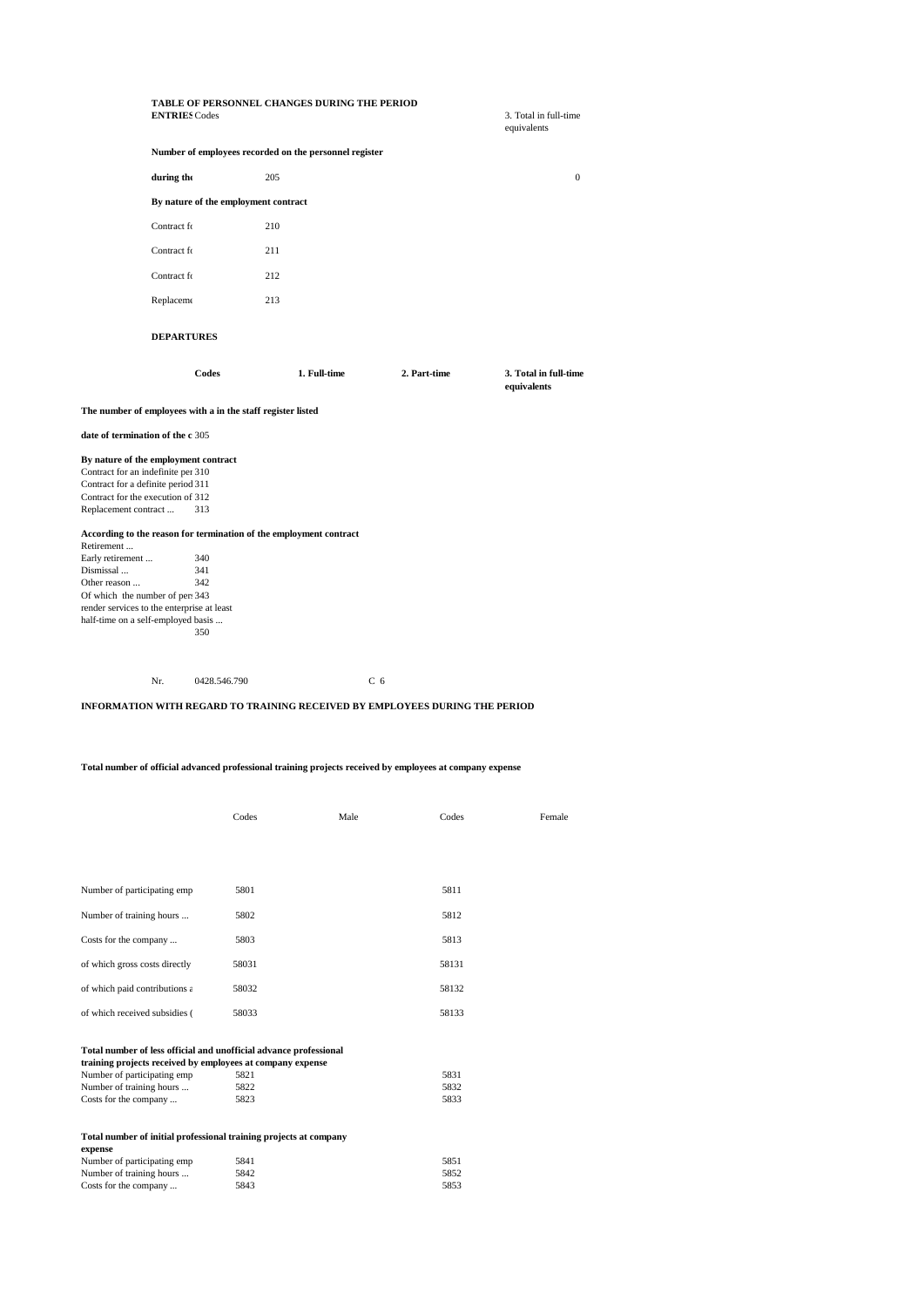### TABLE OF PERSONNEL CHANGES DURING THE PERIOD

| **ENTRIES** | Codes | | | 3. Total in full-time equivalents |
|---|---|---|---|---|
| **Number of employees recorded on the personnel register** | | | | |
| **during the** | 205 | | | 0 |
| **By nature of the employment contract** | | | | |
| Contract fo | 210 | | | |
| Contract fo | 211 | | | |
| Contract fo | 212 | | | |
| Replaceme | 213 | | | |

**DEPARTURES**

| | Codes | 1. Full-time | 2. Part-time | 3. Total in full-time equivalents |
|---|---|---|---|---|
| **The number of employees with a in the staff register listed** | | | | |
| **date of termination of the c** | 305 | | | |
| **By nature of the employment contract** | | | | |
| Contract for an indefinite per | 310 | | | |
| Contract for a definite period | 311 | | | |
| Contract for the execution of | 312 | | | |
| Replacement contract ... | 313 | | | |
| **According to the reason for termination of the employment contract** | | | | |
| Retirement ... | | | | |
| Early retirement ... | 340 | | | |
| Dismissal ... | 341 | | | |
| Other reason ... | 342 | | | |
| Of which the number of pers render services to the enterprise at least half-time on a self-employed basis ... | 343 | | | |
| | 350 | | | |

Nr. 0428.546.790 C 6

**INFORMATION WITH REGARD TO TRAINING RECEIVED BY EMPLOYEES DURING THE PERIOD**

**Total number of official advanced professional training projects received by employees at company expense**

| | Codes | Male | Codes | Female |
|---|---|---|---|---|
| Number of participating emp | 5801 | | 5811 | |
| Number of training hours ... | 5802 | | 5812 | |
| Costs for the company ... | 5803 | | 5813 | |
| of which gross costs directly | 58031 | | 58131 | |
| of which paid contributions a | 58032 | | 58132 | |
| of which received subsidies ( | 58033 | | 58133 | |
| **Total number of less official and unofficial advance professional training projects received by employees at company expense** | | | | |
| Number of participating emp | 5821 | | 5831 | |
| Number of training hours ... | 5822 | | 5832 | |
| Costs for the company ... | 5823 | | 5833 | |
| **Total number of initial professional training projects at company expense** | | | | |
| Number of participating emp | 5841 | | 5851 | |
| Number of training hours ... | 5842 | | 5852 | |
| Costs for the company ... | 5843 | | 5853 | |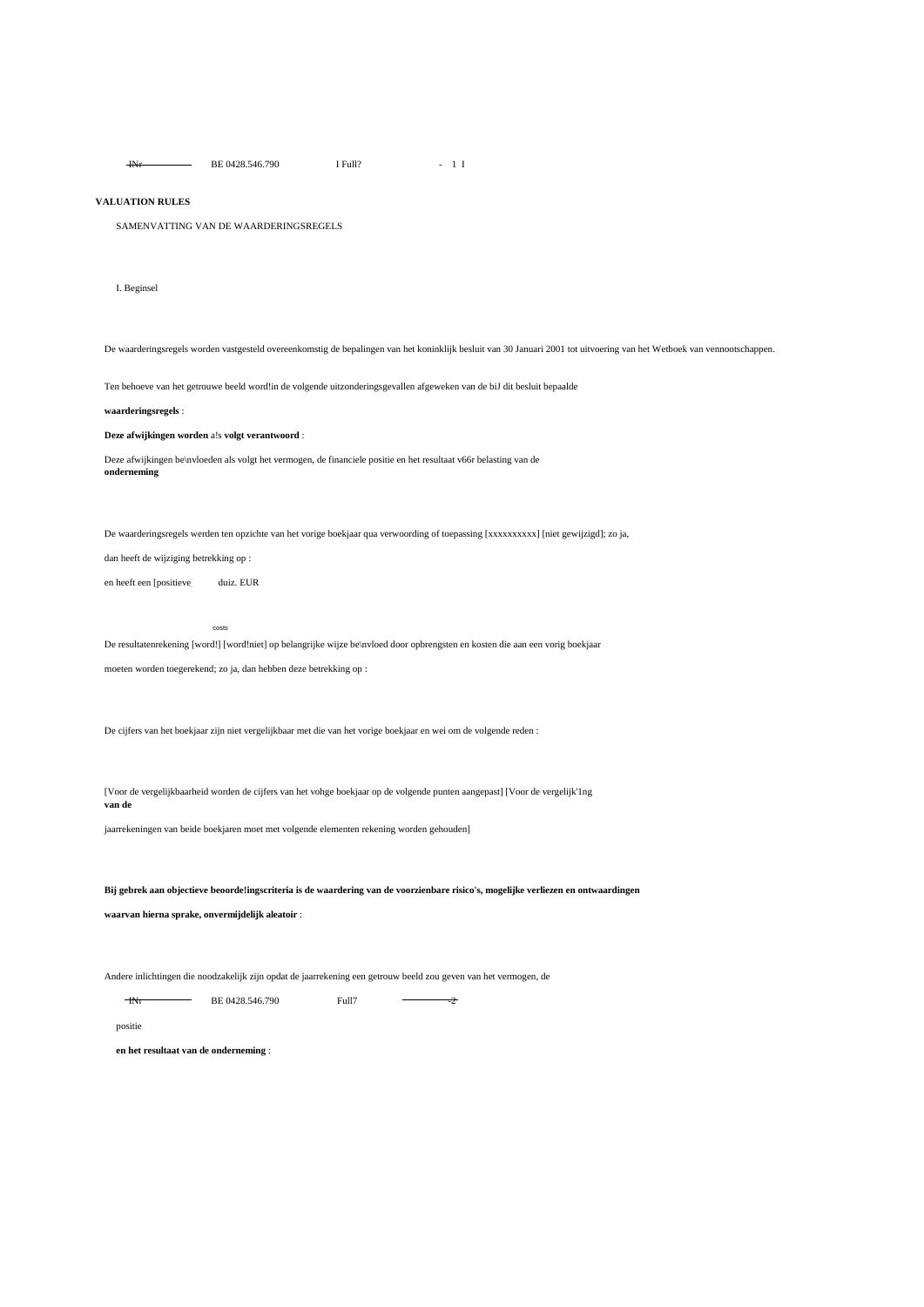## VALUATION RULES

SAMENVATTING VAN DE WAARDERINGSREGELS

I. Beginsel

De waarderingsregels worden vastgesteld overeenkomstig de bepalingen van het koninklijk besluit van 30 Januari 2001 tot uitvoering van het Wetboek van vennootschappen.

Ten behoeve van het getrouwe beeld word!in de volgende uitzonderingsgevallen afgeweken van de biJ dit besluit bepaalde

**waarderingsregels** :

**Deze afwijkingen worden** a!s **volgt verantwoord** :

Deze afwijkingen be\nvloeden als volgt het vermogen, de financiele positie en het resultaat v66r belasting van de **onderneming**

De waarderingsregels werden ten opzichte van het vorige boekjaar qua verwoording of toepassing [xxxxxxxxxx] [niet gewijzigd]; zo ja,

dan heeft de wijziging betrekking op :

en heeft een [positieve duiz. EUR

costs

De resultatenrekening [word!] [word!niet] op belangrijke wijze be\nvloed door opbrengsten en kosten die aan een vorig boekjaar

moeten worden toegerekend; zo ja, dan hebben deze betrekking op :

De cijfers van het boekjaar zijn niet vergelijkbaar met die van het vorige boekjaar en wei om de volgende reden :

[Voor de vergelijkbaarheid worden de cijfers van het vohge boekjaar op de volgende punten aangepast] [Voor de vergelijk'1ng **van de**

jaarrekeningen van beide boekjaren moet met volgende elementen rekening worden gehouden]

**Bij gebrek aan objectieve beoorde!ingscriteria is de waardering van de voorzienbare risico's, mogelijke verliezen en ontwaardingen**

**waarvan hierna sprake, onvermijdelijk aleatoir** :

Andere inlichtingen die noodzakelijk zijn opdat de jaarrekening een getrouw beeld zou geven van het vermogen, de

positie

**en het resultaat van de onderneming** :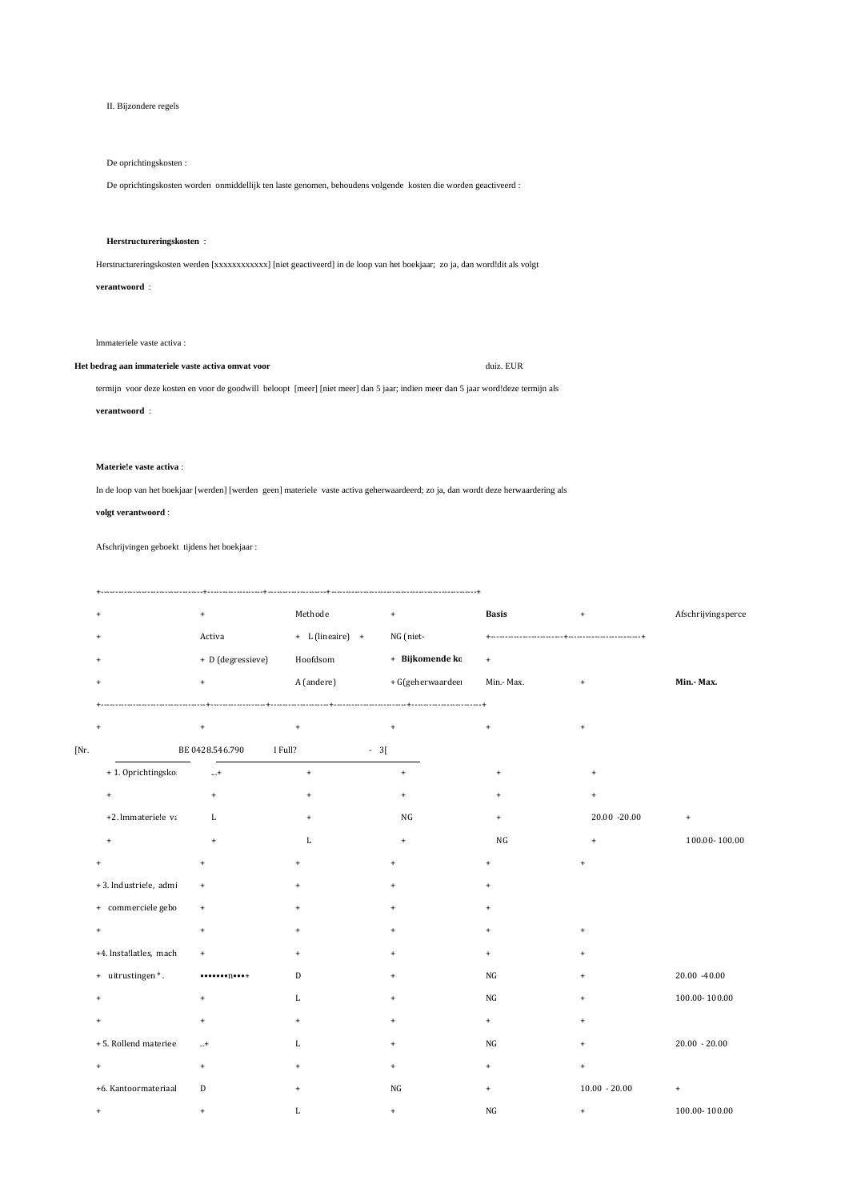II. Bijzondere regels

De oprichtingskosten :

De oprichtingskosten worden onmiddellijk ten laste genomen, behoudens volgende kosten die worden geactiveerd :

**Herstructureringskosten** :

Herstructureringskosten werden [xxxxxxxxxxxx] [niet geactiveerd] in de loop van het boekjaar; zo ja, dan word!dit als volgt **verantwoord** :

lmmateriele vaste activa :

**Het bedrag aan immateriele vaste activa omvat voor** duiz. EUR

termijn voor deze kosten en voor de goodwill beloopt [meer] [niet meer] dan 5 jaar; indien meer dan 5 jaar word!deze termijn als **verantwoord** :

**Materie!e vaste activa** :

In de loop van het boekjaar [werden] [werden geen] materiele vaste activa geherwaardeerd; zo ja, dan wordt deze herwaardering als **volgt verantwoord** :

Afschrijvingen geboekt tijdens het boekjaar :

| Activa | Methode L (lineaire) D (degressieve) A (andere) | Basis NG (niet-geherwaardeerd) G (geherwaardeerd) | Afschrijvingspercentages Hoofdsom Min.- Max. | Afschrijvingspercentages Bijkomende kosten Min.- Max. |
|---|---|---|---|---|
| 1. Oprichtingskosten | | | | |
| 2. Immaterie!e vaste activa | L | NG | 20.00 -20.00 | |
| | L | NG | 100.00- 100.00 | |
| 3. lndustrie!e, administratieve of commerciele gebouwen | | | | |
| 4. lnsta!latles, machines en uitrustingen *. | D | NG | 20.00 -40.00 | |
| | L | NG | 100.00- 100.00 | |
| 5. Rollend materieel | L | NG | 20.00 - 20.00 | |
| 6. Kantoormateriaal | D | NG | 10.00 - 20.00 | |
| | L | NG | 100.00- 100.00 | |

[Nr. BE 0428.546.790 I Full? - 3[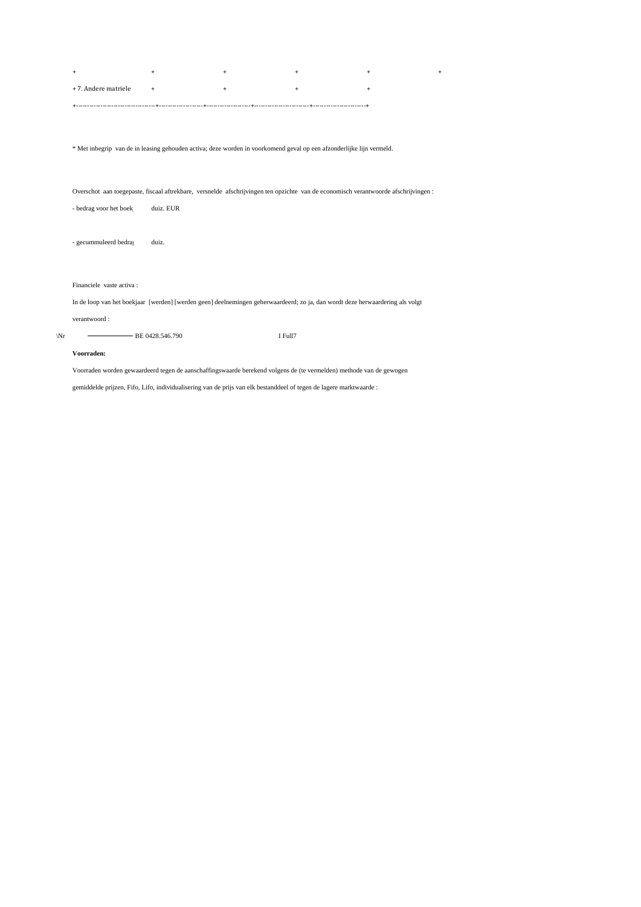| | | | | | |
|---|---|---|---|---|---|
| + | + | + | + | + | + |
| + 7. Andere matriele | + | + | + | + | |

* Met inbegrip van de in leasing gehouden activa; deze worden in voorkomend geval op een afzonderlijke lijn vermeld.

Overschot aan toegepaste, fiscaal aftrekbare, versnelde afschrijvingen ten opzichte van de economisch verantwoorde afschrijvingen :

- bedrag voor het boek duiz. EUR

- gecummuleerd bedra duiz.

Financiele vaste activa :

In de loop van het boekjaar [werden] [werden geen] deelnemingen geherwaardeerd; zo ja, dan wordt deze herwaardering als volgt verantwoord :

\Nr BE 0428.546.790 I Full7

**Voorraden:**

Voorraden worden gewaardeerd tegen de aanschaffingswaarde berekend volgens de (te vermelden) methode van de gewogen gemiddelde prijzen, Fifo, Lifo, individualisering van de prijs van elk bestanddeel of tegen de lagere marktwaarde :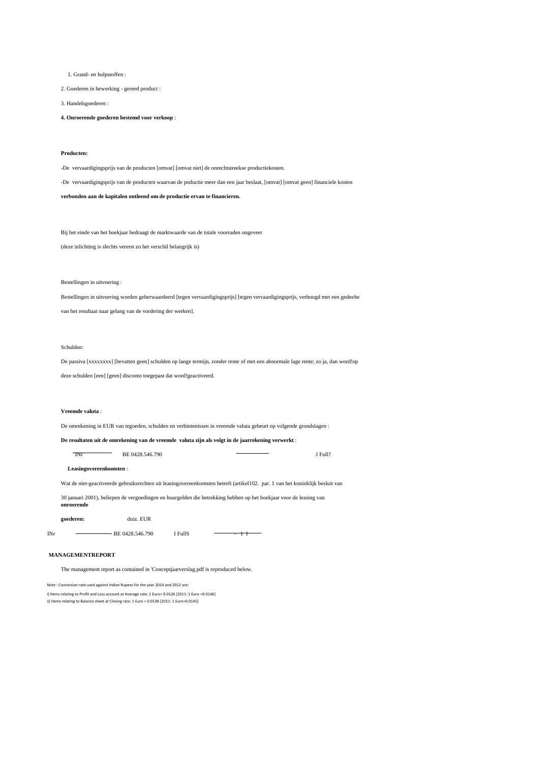1. Grand- en hulpstoffen :

2. Goederen in bewerking - gereed product :

3. Handelsgoederen :

**4. Onroerende goederen bestemd voor verkoop** :

**Producten:**

-De vervaardigingsprijs van de producten [omvat] [omvat niet] de onrechtstreekse productiekosten.

-De vervaardigingsprijs van de producten waarvan de poductie meer dan een jaar beslaat, [omvat] [omvat geen] financiele kosten

**verbonden aan de kapitalen ontleend om de productie ervan te financieren.**

Bij het einde van het boekjaar bedraagt de marktwaarde van de totale voorraden ongeveer

(deze inlichting is slechts vererst zo het verschil belangrijk is)

Bestellingen in uitvoering :

Bestellingen in uitvoering worden geherwaardeerd [tegen vervaardigingsprijs] [tegen vervaardigingsprijs, verhoogd met een gedeelte

van het resultaat naar gelang van de vordering der werken].

Schulden:

De passiva [xxxxxxxx] [bevatten geen] schulden op lange termijn, zonder rente of met een abnormale lage rente; zo ja, dan word!op

deze schulden [een] [geen] disconto toegepast dat word!geactiveerd.

**Vreemde valuta** :

De omrekening in EUR van tegoeden, schulden en verbintenissen in vreemde valuta gebeurt op volgende grondslagen :

**De resultaten uit de omrekening van de vreemde valuta zijn als volgt in de jaarrekening verwerkt** :

INr BE 0428.546.790 J Full?

**Leasingovereenkomsten** :

Wat de niet-geactiveerde gebruiksrechten uit leasingovereenkomsten betreft (artikel102. par. 1 van het koninklijk besluit van

30 januari 2001), beliepen de vergoedingen en huurgelden die betrekking hebben op het boekjaar voor de leasing van **onroerende**

**goederen:** duiz. EUR

INr BE 0428.546.790 I FullS - 1 I

**MANAGEMENTREPORT**

The management report as contained in 'Conceptjaarverslag.pdf is reproduced below.

Note : Conversion rate used against Indian Rupees for the year 2014 and 2012 are:

i) Items relating to Profit and Loss account at Average rate: 1 Euro= 0.0126 [2011: 1 Euro =0.0146]

ii) Items relating to Balance sheet at Closing rate: 1 Euro = 0.0138 [2011: 1 Euro=0.0145]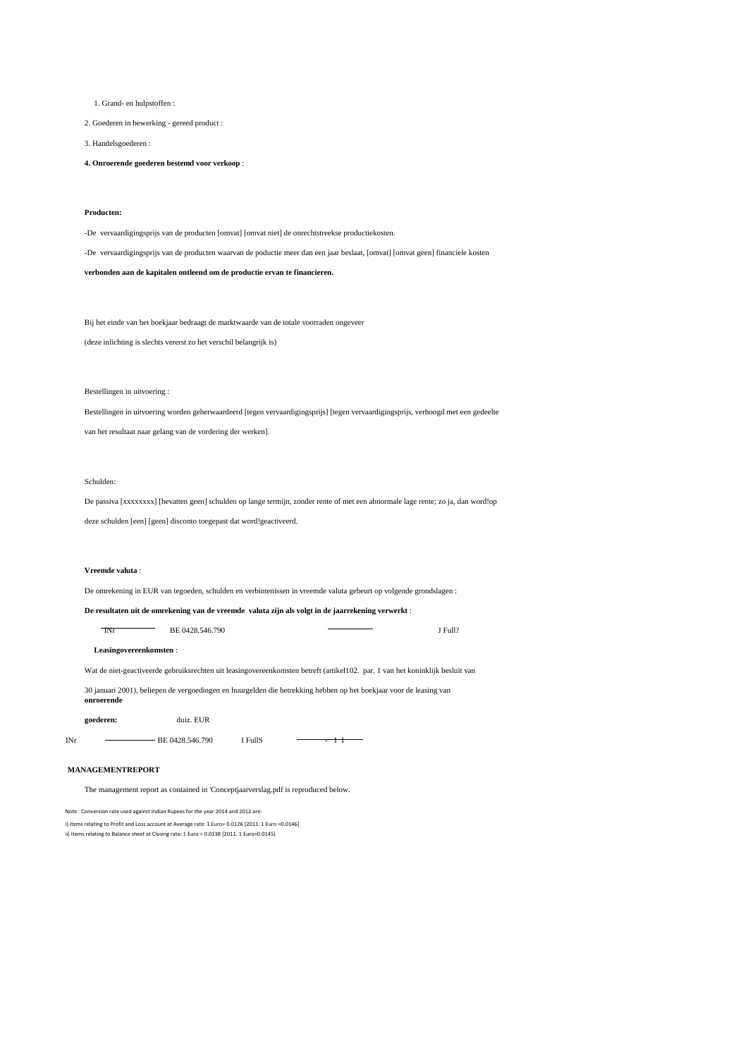1. Grand- en hulpstoffen :

2. Goederen in bewerking - gereed product :

3. Handelsgoederen :

**4. Onroerende goederen bestemd voor verkoop** :

**Producten:**

-De vervaardigingsprijs van de producten [omvat] [omvat niet] de onrechtstreekse productiekosten.

-De vervaardigingsprijs van de producten waarvan de poductie meer dan een jaar beslaat, [omvat] [omvat geen] financiele kosten

**verbonden aan de kapitalen ontleend om de productie ervan te financieren.**

Bij het einde van het boekjaar bedraagt de marktwaarde van de totale voorraden ongeveer

(deze inlichting is slechts vererst zo het verschil belangrijk is)

Bestellingen in uitvoering :

Bestellingen in uitvoering worden geherwaardeerd [tegen vervaardigingsprijs] [tegen vervaardigingsprijs, verhoogd met een gedeelte

van het resultaat naar gelang van de vordering der werken].

Schulden:

De passiva [xxxxxxxx] [bevatten geen] schulden op lange termijn, zonder rente of met een abnormale lage rente; zo ja, dan word!op

deze schulden [een] [geen] disconto toegepast dat word!geactiveerd.

**Vreemde valuta** :

De omrekening in EUR van tegoeden, schulden en verbintenissen in vreemde valuta gebeurt op volgende grondslagen :

**De resultaten uit de omrekening van de vreemde valuta zijn als volgt in de jaarrekening verwerkt** :

INr BE 0428.546.790 J Full?

**Leasingovereenkomsten** :

Wat de niet-geactiveerde gebruiksrechten uit leasingovereenkomsten betreft (artikel102. par. 1 van het koninklijk besluit van

30 januari 2001), beliepen de vergoedingen en huurgelden die betrekking hebben op het boekjaar voor de leasing van **onroerende**

**goederen:** duiz. EUR

INr BE 0428.546.790 I FullS - 1 1

**MANAGEMENTREPORT**

The management report as contained in 'Conceptjaarverslag.pdf is reproduced below.

Note : Conversion rate used against Indian Rupees for the year 2014 and 2012 are:

i) Items relating to Profit and Loss account at Average rate: 1 Euro= 0.0126 [2011: 1 Euro =0.0146]

ii) Items relating to Balance sheet at Closing rate: 1 Euro = 0.0138 [2011: 1 Euro=0.0145]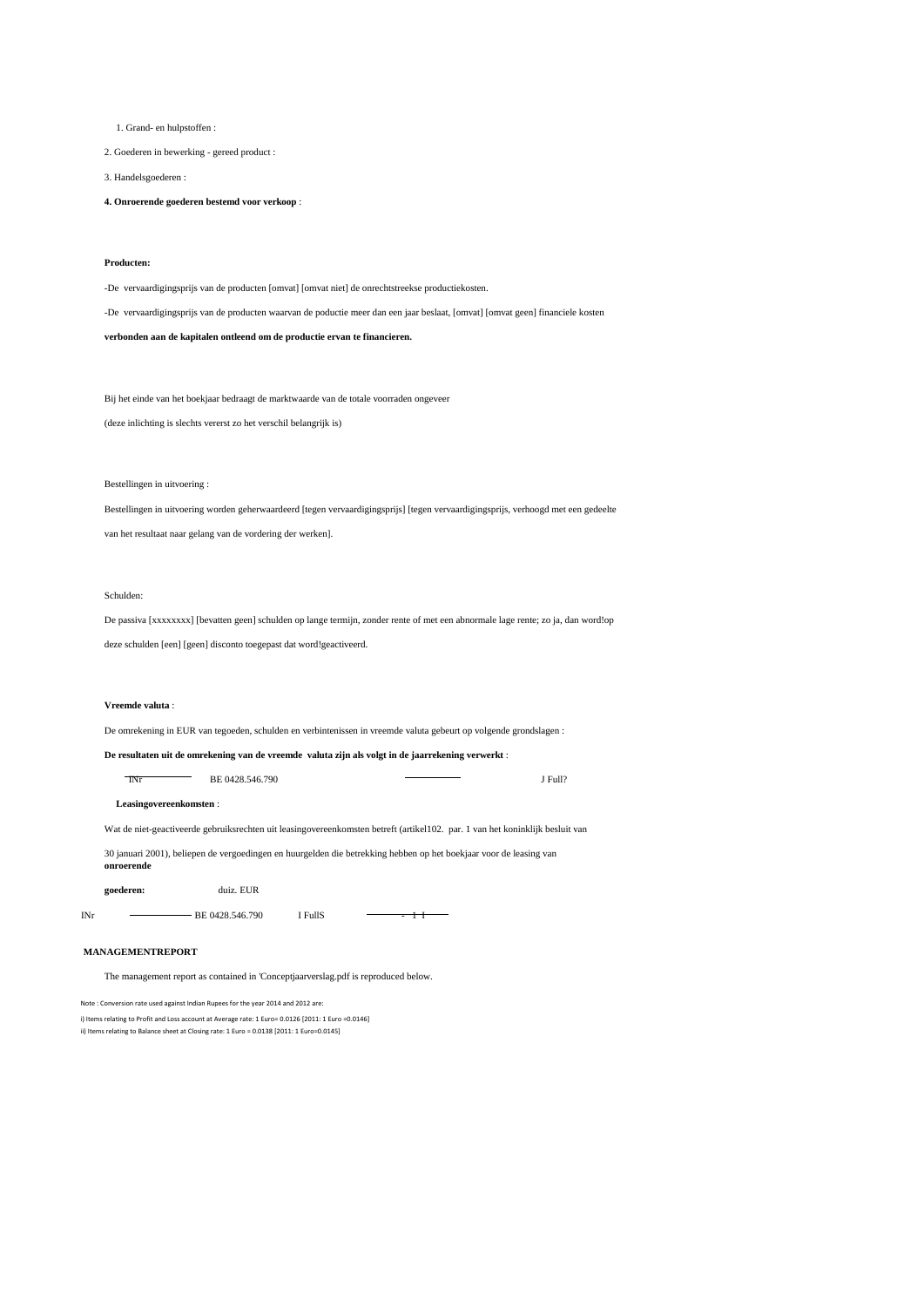1. Grand- en hulpstoffen :

2. Goederen in bewerking - gereed product :

3. Handelsgoederen :

**4. Onroerende goederen bestemd voor verkoop** :

**Producten:**

-De vervaardigingsprijs van de producten [omvat] [omvat niet] de onrechtstreekse productiekosten.

-De vervaardigingsprijs van de producten waarvan de poductie meer dan een jaar beslaat, [omvat] [omvat geen] financiele kosten

**verbonden aan de kapitalen ontleend om de productie ervan te financieren.**

Bij het einde van het boekjaar bedraagt de marktwaarde van de totale voorraden ongeveer

(deze inlichting is slechts vererst zo het verschil belangrijk is)

Bestellingen in uitvoering :

Bestellingen in uitvoering worden geherwaardeerd [tegen vervaardigingsprijs] [tegen vervaardigingsprijs, verhoogd met een gedeelte

van het resultaat naar gelang van de vordering der werken].

Schulden:

De passiva [xxxxxxxx] [bevatten geen] schulden op lange termijn, zonder rente of met een abnormale lage rente; zo ja, dan word!op

deze schulden [een] [geen] disconto toegepast dat word!geactiveerd.

**Vreemde valuta** :

De omrekening in EUR van tegoeden, schulden en verbintenissen in vreemde valuta gebeurt op volgende grondslagen :

**De resultaten uit de omrekening van de vreemde valuta zijn als volgt in de jaarrekening verwerkt** :

INr BE 0428.546.790 J Full?

**Leasingovereenkomsten** :

Wat de niet-geactiveerde gebruiksrechten uit leasingovereenkomsten betreft (artikel102. par. 1 van het koninklijk besluit van

30 januari 2001), beliepen de vergoedingen en huurgelden die betrekking hebben op het boekjaar voor de leasing van **onroerende**

**goederen:** duiz. EUR

INr BE 0428.546.790 I FullS - 1 I

**MANAGEMENTREPORT**

The management report as contained in 'Conceptjaarverslag.pdf is reproduced below.

Note : Conversion rate used against Indian Rupees for the year 2014 and 2012 are:

i) Items relating to Profit and Loss account at Average rate: 1 Euro= 0.0126 [2011: 1 Euro =0.0146]

ii) Items relating to Balance sheet at Closing rate: 1 Euro = 0.0138 [2011: 1 Euro=0.0145]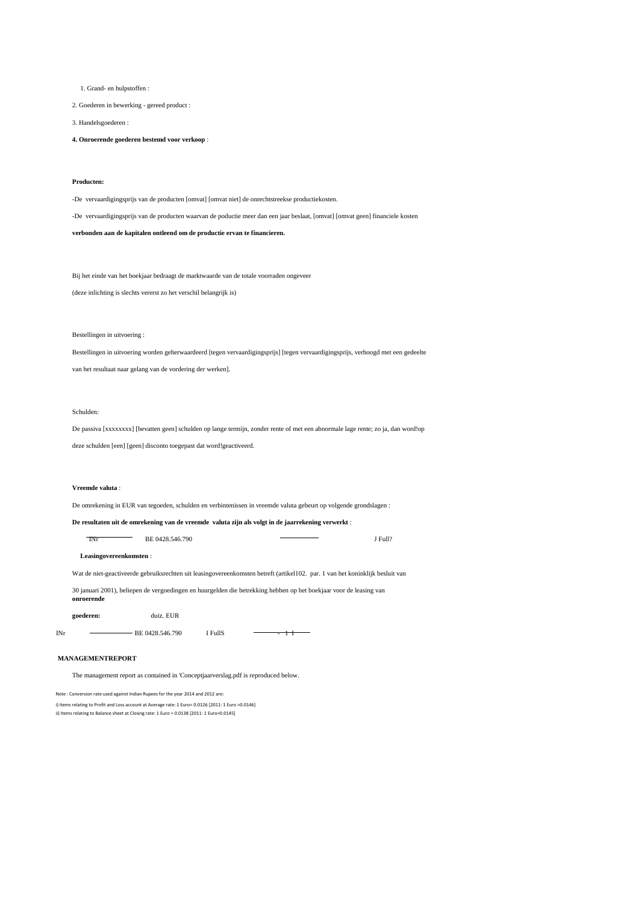1. Grand- en hulpstoffen :

2. Goederen in bewerking - gereed product :

3. Handelsgoederen :

**4. Onroerende goederen bestemd voor verkoop** :

**Producten:**

-De vervaardigingsprijs van de producten [omvat] [omvat niet] de onrechtstreekse productiekosten.

-De vervaardigingsprijs van de producten waarvan de poductie meer dan een jaar beslaat, [omvat] [omvat geen] financiele kosten

**verbonden aan de kapitalen ontleend om de productie ervan te financieren.**

Bij het einde van het boekjaar bedraagt de marktwaarde van de totale voorraden ongeveer

(deze inlichting is slechts vererst zo het verschil belangrijk is)

Bestellingen in uitvoering :

Bestellingen in uitvoering worden geherwaardeerd [tegen vervaardigingsprijs] [tegen vervaardigingsprijs, verhoogd met een gedeelte

van het resultaat naar gelang van de vordering der werken].

Schulden:

De passiva [xxxxxxxx] [bevatten geen] schulden op lange termijn, zonder rente of met een abnormale lage rente; zo ja, dan word!op

deze schulden [een] [geen] disconto toegepast dat word!geactiveerd.

**Vreemde valuta** :

De omrekening in EUR van tegoeden, schulden en verbintenissen in vreemde valuta gebeurt op volgende grondslagen :

**De resultaten uit de omrekening van de vreemde valuta zijn als volgt in de jaarrekening verwerkt** :

INr BE 0428.546.790 J Full?

**Leasingovereenkomsten** :

Wat de niet-geactiveerde gebruiksrechten uit leasingovereenkomsten betreft (artikel102. par. 1 van het koninklijk besluit van

30 januari 2001), beliepen de vergoedingen en huurgelden die betrekking hebben op het boekjaar voor de leasing van **onroerende**

**goederen:** duiz. EUR

INr BE 0428.546.790 I FullS - 1 I

**MANAGEMENTREPORT**

The management report as contained in 'Conceptjaarverslag.pdf is reproduced below.

Note : Conversion rate used against Indian Rupees for the year 2014 and 2012 are:

i) Items relating to Profit and Loss account at Average rate: 1 Euro= 0.0126 [2011: 1 Euro =0.0146]

ii) Items relating to Balance sheet at Closing rate: 1 Euro = 0.0138 [2011: 1 Euro=0.0145]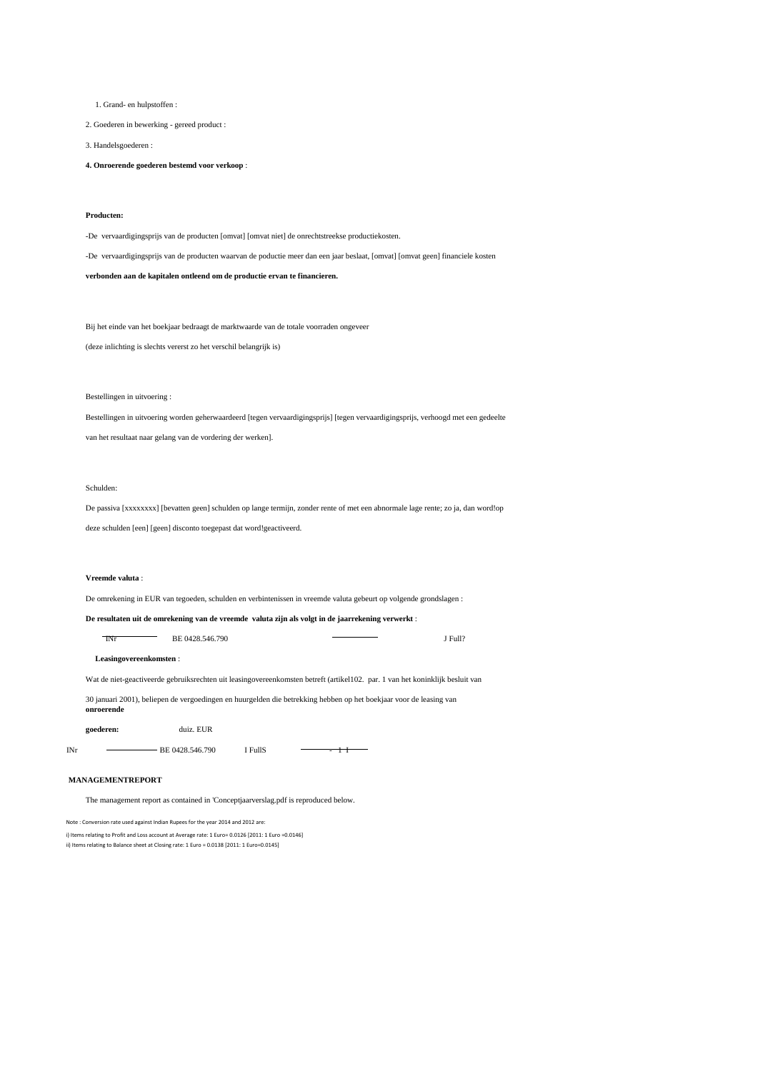1. Grand- en hulpstoffen :

2. Goederen in bewerking - gereed product :

3. Handelsgoederen :

**4. Onroerende goederen bestemd voor verkoop** :

**Producten:**

-De vervaardigingsprijs van de producten [omvat] [omvat niet] de onrechtstreekse productiekosten.

-De vervaardigingsprijs van de producten waarvan de poductie meer dan een jaar beslaat, [omvat] [omvat geen] financiele kosten

**verbonden aan de kapitalen ontleend om de productie ervan te financieren.**

Bij het einde van het boekjaar bedraagt de marktwaarde van de totale voorraden ongeveer

(deze inlichting is slechts vererst zo het verschil belangrijk is)

Bestellingen in uitvoering :

Bestellingen in uitvoering worden geherwaardeerd [tegen vervaardigingsprijs] [tegen vervaardigingsprijs, verhoogd met een gedeelte

van het resultaat naar gelang van de vordering der werken].

Schulden:

De passiva [xxxxxxxx] [bevatten geen] schulden op lange termijn, zonder rente of met een abnormale lage rente; zo ja, dan word!op

deze schulden [een] [geen] disconto toegepast dat word!geactiveerd.

**Vreemde valuta** :

De omrekening in EUR van tegoeden, schulden en verbintenissen in vreemde valuta gebeurt op volgende grondslagen :

**De resultaten uit de omrekening van de vreemde valuta zijn als volgt in de jaarrekening verwerkt** :

INr BE 0428.546.790 J Full?

**Leasingovereenkomsten** :

Wat de niet-geactiveerde gebruiksrechten uit leasingovereenkomsten betreft (artikel102. par. 1 van het koninklijk besluit van

30 januari 2001), beliepen de vergoedingen en huurgelden die betrekking hebben op het boekjaar voor de leasing van **onroerende**

**goederen:** duiz. EUR

INr BE 0428.546.790 I FullS - 1 I

**MANAGEMENTREPORT**

The management report as contained in 'Conceptjaarverslag.pdf is reproduced below.

Note : Conversion rate used against Indian Rupees for the year 2014 and 2012 are:

i) Items relating to Profit and Loss account at Average rate: 1 Euro= 0.0126 [2011: 1 Euro =0.0146]

ii) Items relating to Balance sheet at Closing rate: 1 Euro = 0.0138 [2011: 1 Euro=0.0145]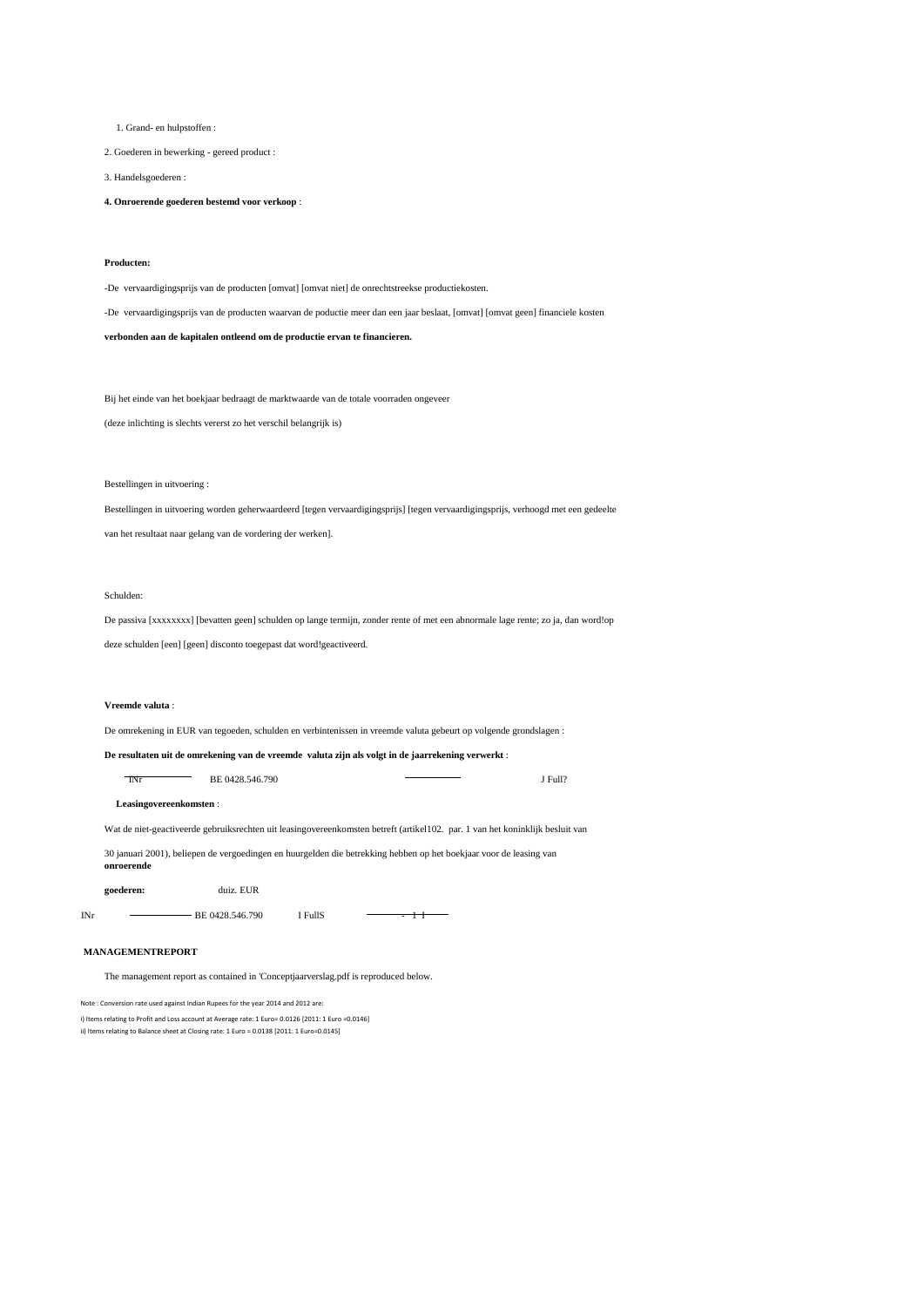1. Grand- en hulpstoffen :

2. Goederen in bewerking - gereed product :

3. Handelsgoederen :

**4. Onroerende goederen bestemd voor verkoop** :

**Producten:**

-De vervaardigingsprijs van de producten [omvat] [omvat niet] de onrechtstreekse productiekosten.

-De vervaardigingsprijs van de producten waarvan de poductie meer dan een jaar beslaat, [omvat] [omvat geen] financiele kosten

**verbonden aan de kapitalen ontleend om de productie ervan te financieren.**

Bij het einde van het boekjaar bedraagt de marktwaarde van de totale voorraden ongeveer

(deze inlichting is slechts vererst zo het verschil belangrijk is)

Bestellingen in uitvoering :

Bestellingen in uitvoering worden geherwaardeerd [tegen vervaardigingsprijs] [tegen vervaardigingsprijs, verhoogd met een gedeelte

van het resultaat naar gelang van de vordering der werken].

Schulden:

De passiva [xxxxxxxx] [bevatten geen] schulden op lange termijn, zonder rente of met een abnormale lage rente; zo ja, dan word!op

deze schulden [een] [geen] disconto toegepast dat word!geactiveerd.

**Vreemde valuta** :

De omrekening in EUR van tegoeden, schulden en verbintenissen in vreemde valuta gebeurt op volgende grondslagen :

**De resultaten uit de omrekening van de vreemde valuta zijn als volgt in de jaarrekening verwerkt** :

INr BE 0428.546.790 J Full?

**Leasingovereenkomsten** :

Wat de niet-geactiveerde gebruiksrechten uit leasingovereenkomsten betreft (artikel102. par. 1 van het koninklijk besluit van

30 januari 2001), beliepen de vergoedingen en huurgelden die betrekking hebben op het boekjaar voor de leasing van **onroerende**

**goederen:** duiz. EUR

INr BE 0428.546.790 I FullS - 1 I

**MANAGEMENTREPORT**

The management report as contained in 'Conceptjaarverslag.pdf is reproduced below.

Note : Conversion rate used against Indian Rupees for the year 2014 and 2012 are:

i) Items relating to Profit and Loss account at Average rate: 1 Euro= 0.0126 [2011: 1 Euro =0.0146]

ii) Items relating to Balance sheet at Closing rate: 1 Euro = 0.0138 [2011: 1 Euro=0.0145]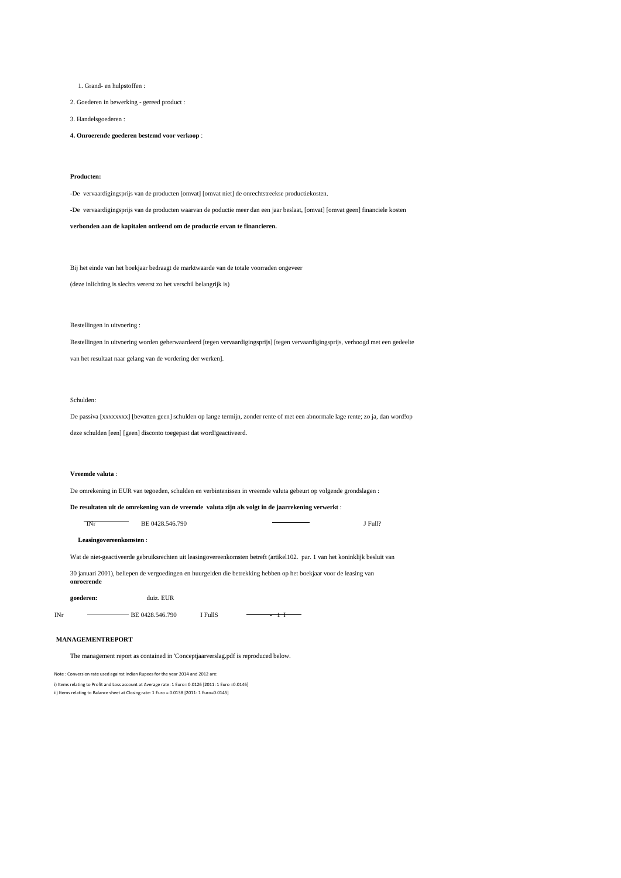1. Grand- en hulpstoffen :

2. Goederen in bewerking - gereed product :

3. Handelsgoederen :

**4. Onroerende goederen bestemd voor verkoop** :

**Producten:**

-De vervaardigingsprijs van de producten [omvat] [omvat niet] de onrechtstreekse productiekosten.

-De vervaardigingsprijs van de producten waarvan de poductie meer dan een jaar beslaat, [omvat] [omvat geen] financiele kosten

**verbonden aan de kapitalen ontleend om de productie ervan te financieren.**

Bij het einde van het boekjaar bedraagt de marktwaarde van de totale voorraden ongeveer

(deze inlichting is slechts vererst zo het verschil belangrijk is)

Bestellingen in uitvoering :

Bestellingen in uitvoering worden geherwaardeerd [tegen vervaardigingsprijs] [tegen vervaardigingsprijs, verhoogd met een gedeelte

van het resultaat naar gelang van de vordering der werken].

Schulden:

De passiva [xxxxxxxx] [bevatten geen] schulden op lange termijn, zonder rente of met een abnormale lage rente; zo ja, dan word!op

deze schulden [een] [geen] disconto toegepast dat word!geactiveerd.

**Vreemde valuta** :

De omrekening in EUR van tegoeden, schulden en verbintenissen in vreemde valuta gebeurt op volgende grondslagen :

**De resultaten uit de omrekening van de vreemde valuta zijn als volgt in de jaarrekening verwerkt** :

INr BE 0428.546.790 J Full?

**Leasingovereenkomsten** :

Wat de niet-geactiveerde gebruiksrechten uit leasingovereenkomsten betreft (artikel102. par. 1 van het koninklijk besluit van

30 januari 2001), beliepen de vergoedingen en huurgelden die betrekking hebben op het boekjaar voor de leasing van **onroerende**

**goederen:** duiz. EUR

INr BE 0428.546.790 I FullS - 1 I

**MANAGEMENTREPORT**

The management report as contained in 'Conceptjaarverslag.pdf is reproduced below.

Note : Conversion rate used against Indian Rupees for the year 2014 and 2012 are:

i) Items relating to Profit and Loss account at Average rate: 1 Euro= 0.0126 [2011: 1 Euro =0.0146]

ii) Items relating to Balance sheet at Closing rate: 1 Euro = 0.0138 [2011: 1 Euro=0.0145]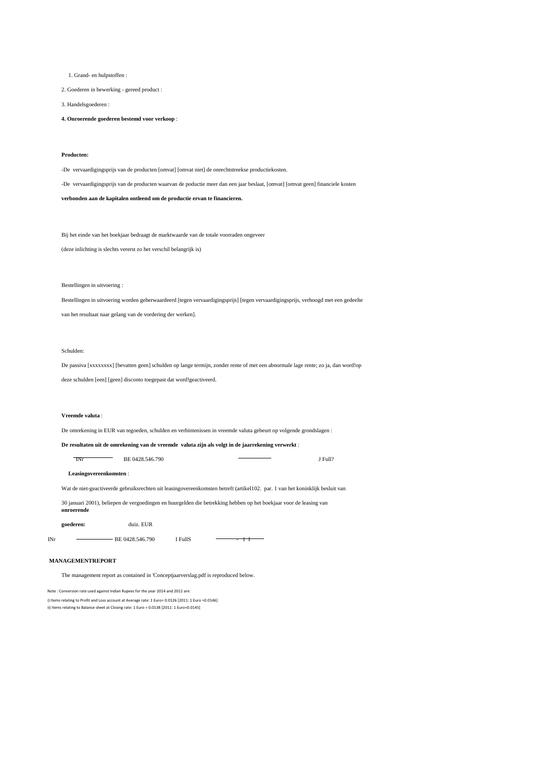1. Grand- en hulpstoffen :

2. Goederen in bewerking - gereed product :

3. Handelsgoederen :

**4. Onroerende goederen bestemd voor verkoop** :

**Producten:**

-De vervaardigingsprijs van de producten [omvat] [omvat niet] de onrechtstreekse productiekosten.

-De vervaardigingsprijs van de producten waarvan de poductie meer dan een jaar beslaat, [omvat] [omvat geen] financiele kosten

**verbonden aan de kapitalen ontleend om de productie ervan te financieren.**

Bij het einde van het boekjaar bedraagt de marktwaarde van de totale voorraden ongeveer

(deze inlichting is slechts vererst zo het verschil belangrijk is)

Bestellingen in uitvoering :

Bestellingen in uitvoering worden geherwaardeerd [tegen vervaardigingsprijs] [tegen vervaardigingsprijs, verhoogd met een gedeelte

van het resultaat naar gelang van de vordering der werken].

Schulden:

De passiva [xxxxxxxx] [bevatten geen] schulden op lange termijn, zonder rente of met een abnormale lage rente; zo ja, dan word!op

deze schulden [een] [geen] disconto toegepast dat word!geactiveerd.

**Vreemde valuta** :

De omrekening in EUR van tegoeden, schulden en verbintenissen in vreemde valuta gebeurt op volgende grondslagen :

**De resultaten uit de omrekening van de vreemde valuta zijn als volgt in de jaarrekening verwerkt** :

INr BE 0428.546.790 J Full?

**Leasingovereenkomsten** :

Wat de niet-geactiveerde gebruiksrechten uit leasingovereenkomsten betreft (artikel102. par. 1 van het koninklijk besluit van

30 januari 2001), beliepen de vergoedingen en huurgelden die betrekking hebben op het boekjaar voor de leasing van **onroerende**

**goederen:** duiz. EUR

INr BE 0428.546.790 I FullS - 1 1

**MANAGEMENTREPORT**

The management report as contained in 'Conceptjaarverslag.pdf is reproduced below.

Note : Conversion rate used against Indian Rupees for the year 2014 and 2012 are:

i) Items relating to Profit and Loss account at Average rate: 1 Euro= 0.0126 [2011: 1 Euro =0.0146]

ii) Items relating to Balance sheet at Closing rate: 1 Euro = 0.0138 [2011: 1 Euro=0.0145]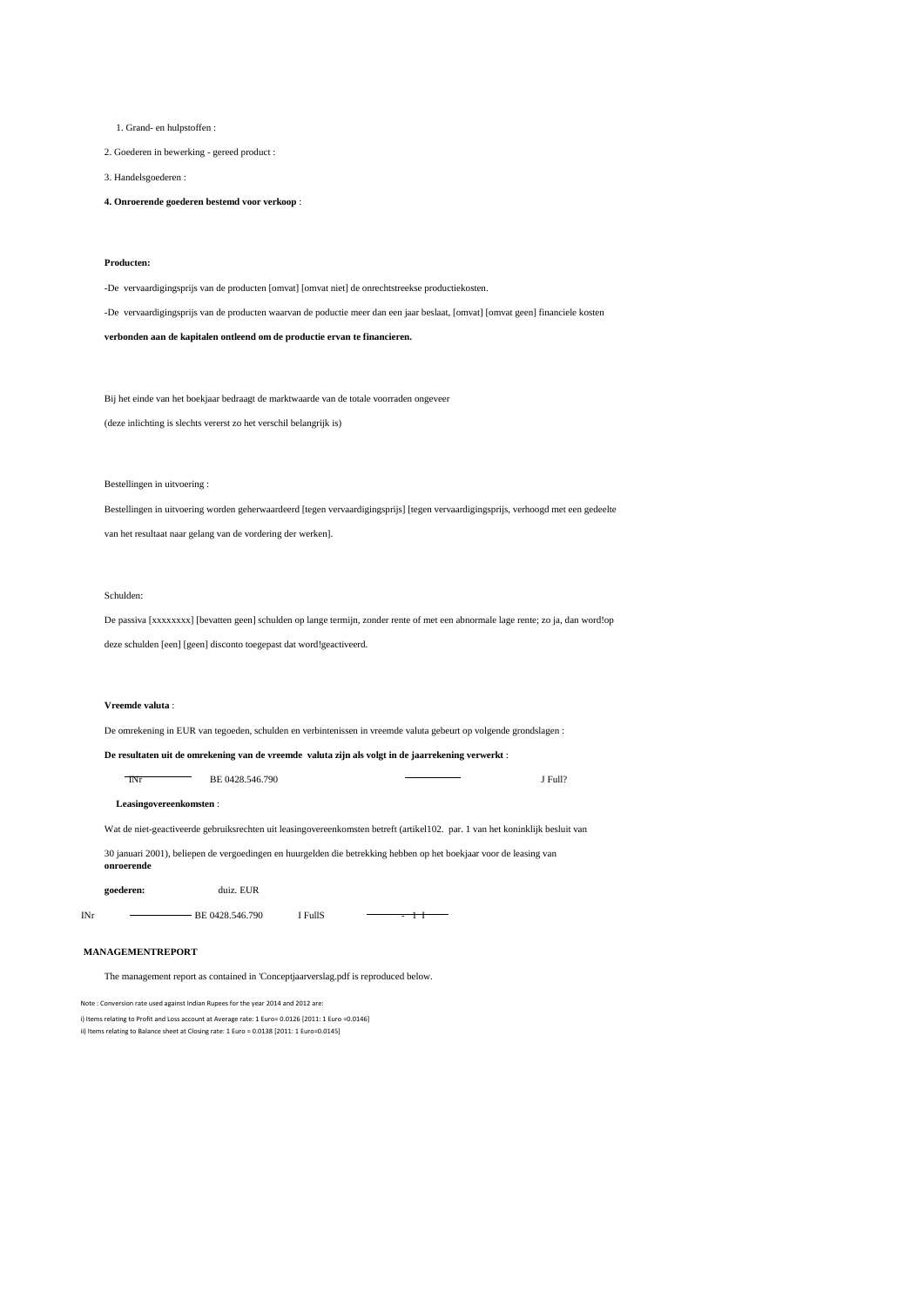1. Grand- en hulpstoffen :

2. Goederen in bewerking - gereed product :

3. Handelsgoederen :

**4. Onroerende goederen bestemd voor verkoop** :

**Producten:**

-De vervaardigingsprijs van de producten [omvat] [omvat niet] de onrechtstreekse productiekosten.

-De vervaardigingsprijs van de producten waarvan de poductie meer dan een jaar beslaat, [omvat] [omvat geen] financiele kosten

**verbonden aan de kapitalen ontleend om de productie ervan te financieren.**

Bij het einde van het boekjaar bedraagt de marktwaarde van de totale voorraden ongeveer

(deze inlichting is slechts vererst zo het verschil belangrijk is)

Bestellingen in uitvoering :

Bestellingen in uitvoering worden geherwaardeerd [tegen vervaardigingsprijs] [tegen vervaardigingsprijs, verhoogd met een gedeelte

van het resultaat naar gelang van de vordering der werken].

Schulden:

De passiva [xxxxxxxx] [bevatten geen] schulden op lange termijn, zonder rente of met een abnormale lage rente; zo ja, dan word!op

deze schulden [een] [geen] disconto toegepast dat word!geactiveerd.

**Vreemde valuta** :

De omrekening in EUR van tegoeden, schulden en verbintenissen in vreemde valuta gebeurt op volgende grondslagen :

**De resultaten uit de omrekening van de vreemde valuta zijn als volgt in de jaarrekening verwerkt** :

INr BE 0428.546.790 J Full?

**Leasingovereenkomsten** :

Wat de niet-geactiveerde gebruiksrechten uit leasingovereenkomsten betreft (artikel102. par. 1 van het koninklijk besluit van

30 januari 2001), beliepen de vergoedingen en huurgelden die betrekking hebben op het boekjaar voor de leasing van **onroerende**

**goederen:** duiz. EUR

INr BE 0428.546.790 I FullS - 1 1

**MANAGEMENTREPORT**

The management report as contained in 'Conceptjaarverslag.pdf is reproduced below.

Note : Conversion rate used against Indian Rupees for the year 2014 and 2012 are:

i) Items relating to Profit and Loss account at Average rate: 1 Euro= 0.0126 [2011: 1 Euro =0.0146]

ii) Items relating to Balance sheet at Closing rate: 1 Euro = 0.0138 [2011: 1 Euro=0.0145]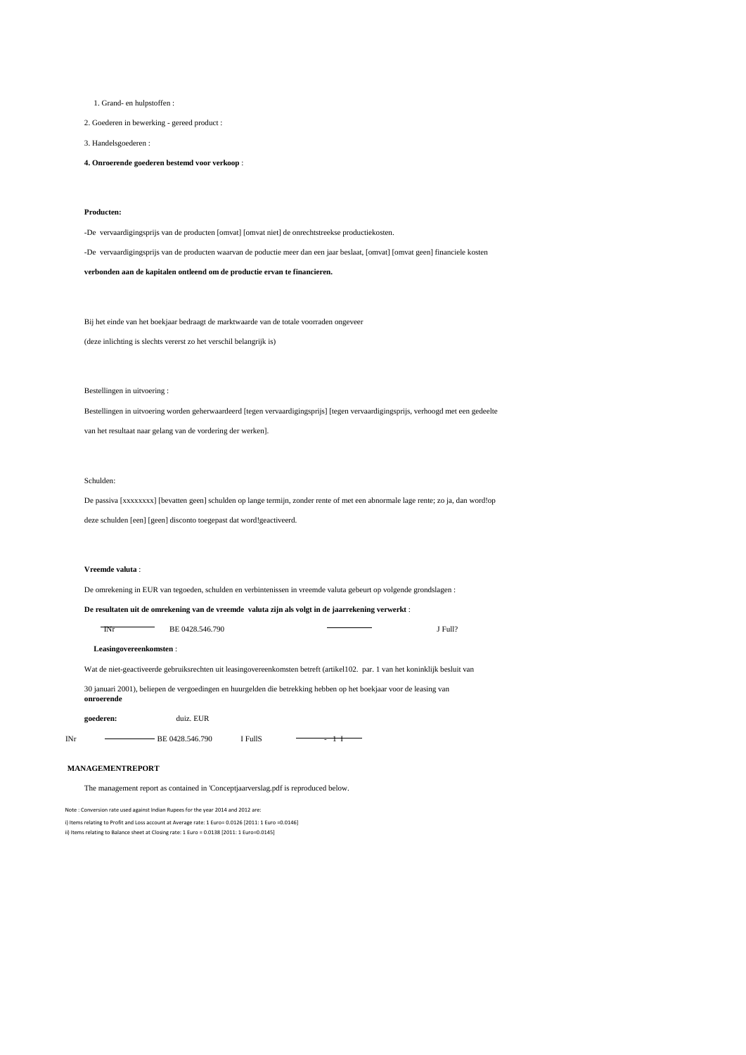1. Grand- en hulpstoffen :

2. Goederen in bewerking - gereed product :

3. Handelsgoederen :

**4. Onroerende goederen bestemd voor verkoop** :

**Producten:**

-De vervaardigingsprijs van de producten [omvat] [omvat niet] de onrechtstreekse productiekosten.

-De vervaardigingsprijs van de producten waarvan de poductie meer dan een jaar beslaat, [omvat] [omvat geen] financiele kosten

**verbonden aan de kapitalen ontleend om de productie ervan te financieren.**

Bij het einde van het boekjaar bedraagt de marktwaarde van de totale voorraden ongeveer

(deze inlichting is slechts vererst zo het verschil belangrijk is)

Bestellingen in uitvoering :

Bestellingen in uitvoering worden geherwaardeerd [tegen vervaardigingsprijs] [tegen vervaardigingsprijs, verhoogd met een gedeelte

van het resultaat naar gelang van de vordering der werken].

Schulden:

De passiva [xxxxxxxx] [bevatten geen] schulden op lange termijn, zonder rente of met een abnormale lage rente; zo ja, dan word!op

deze schulden [een] [geen] disconto toegepast dat word!geactiveerd.

**Vreemde valuta** :

De omrekening in EUR van tegoeden, schulden en verbintenissen in vreemde valuta gebeurt op volgende grondslagen :

**De resultaten uit de omrekening van de vreemde valuta zijn als volgt in de jaarrekening verwerkt** :

INr BE 0428.546.790 J Full?

**Leasingovereenkomsten** :

Wat de niet-geactiveerde gebruiksrechten uit leasingovereenkomsten betreft (artikel102. par. 1 van het koninklijk besluit van

30 januari 2001), beliepen de vergoedingen en huurgelden die betrekking hebben op het boekjaar voor de leasing van **onroerende**

**goederen:** duiz. EUR

INr BE 0428.546.790 I FullS - 1 I

**MANAGEMENTREPORT**

The management report as contained in 'Conceptjaarverslag.pdf is reproduced below.

Note : Conversion rate used against Indian Rupees for the year 2014 and 2012 are:

i) Items relating to Profit and Loss account at Average rate: 1 Euro= 0.0126 [2011: 1 Euro =0.0146]

ii) Items relating to Balance sheet at Closing rate: 1 Euro = 0.0138 [2011: 1 Euro=0.0145]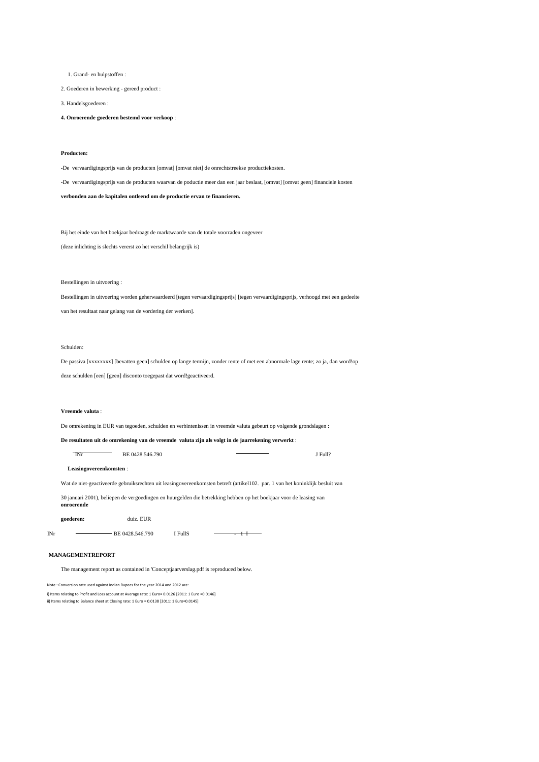1. Grand- en hulpstoffen :

2. Goederen in bewerking - gereed product :

3. Handelsgoederen :

**4. Onroerende goederen bestemd voor verkoop** :

**Producten:**

-De vervaardigingsprijs van de producten [omvat] [omvat niet] de onrechtstreekse productiekosten.

-De vervaardigingsprijs van de producten waarvan de poductie meer dan een jaar beslaat, [omvat] [omvat geen] financiele kosten

**verbonden aan de kapitalen ontleend om de productie ervan te financieren.**

Bij het einde van het boekjaar bedraagt de marktwaarde van de totale voorraden ongeveer

(deze inlichting is slechts vererst zo het verschil belangrijk is)

Bestellingen in uitvoering :

Bestellingen in uitvoering worden geherwaardeerd [tegen vervaardigingsprijs] [tegen vervaardigingsprijs, verhoogd met een gedeelte

van het resultaat naar gelang van de vordering der werken].

Schulden:

De passiva [xxxxxxxx] [bevatten geen] schulden op lange termijn, zonder rente of met een abnormale lage rente; zo ja, dan word!op

deze schulden [een] [geen] disconto toegepast dat word!geactiveerd.

**Vreemde valuta** :

De omrekening in EUR van tegoeden, schulden en verbintenissen in vreemde valuta gebeurt op volgende grondslagen :

**De resultaten uit de omrekening van de vreemde valuta zijn als volgt in de jaarrekening verwerkt** :

INr BE 0428.546.790 J Full?

**Leasingovereenkomsten** :

Wat de niet-geactiveerde gebruiksrechten uit leasingovereenkomsten betreft (artikel102. par. 1 van het koninklijk besluit van

30 januari 2001), beliepen de vergoedingen en huurgelden die betrekking hebben op het boekjaar voor de leasing van **onroerende**

**goederen:** duiz. EUR

INr BE 0428.546.790 I FullS - 1 I

**MANAGEMENTREPORT**

The management report as contained in 'Conceptjaarverslag.pdf is reproduced below.

Note : Conversion rate used against Indian Rupees for the year 2014 and 2012 are:

i) Items relating to Profit and Loss account at Average rate: 1 Euro= 0.0126 [2011: 1 Euro =0.0146]

ii) Items relating to Balance sheet at Closing rate: 1 Euro = 0.0138 [2011: 1 Euro=0.0145]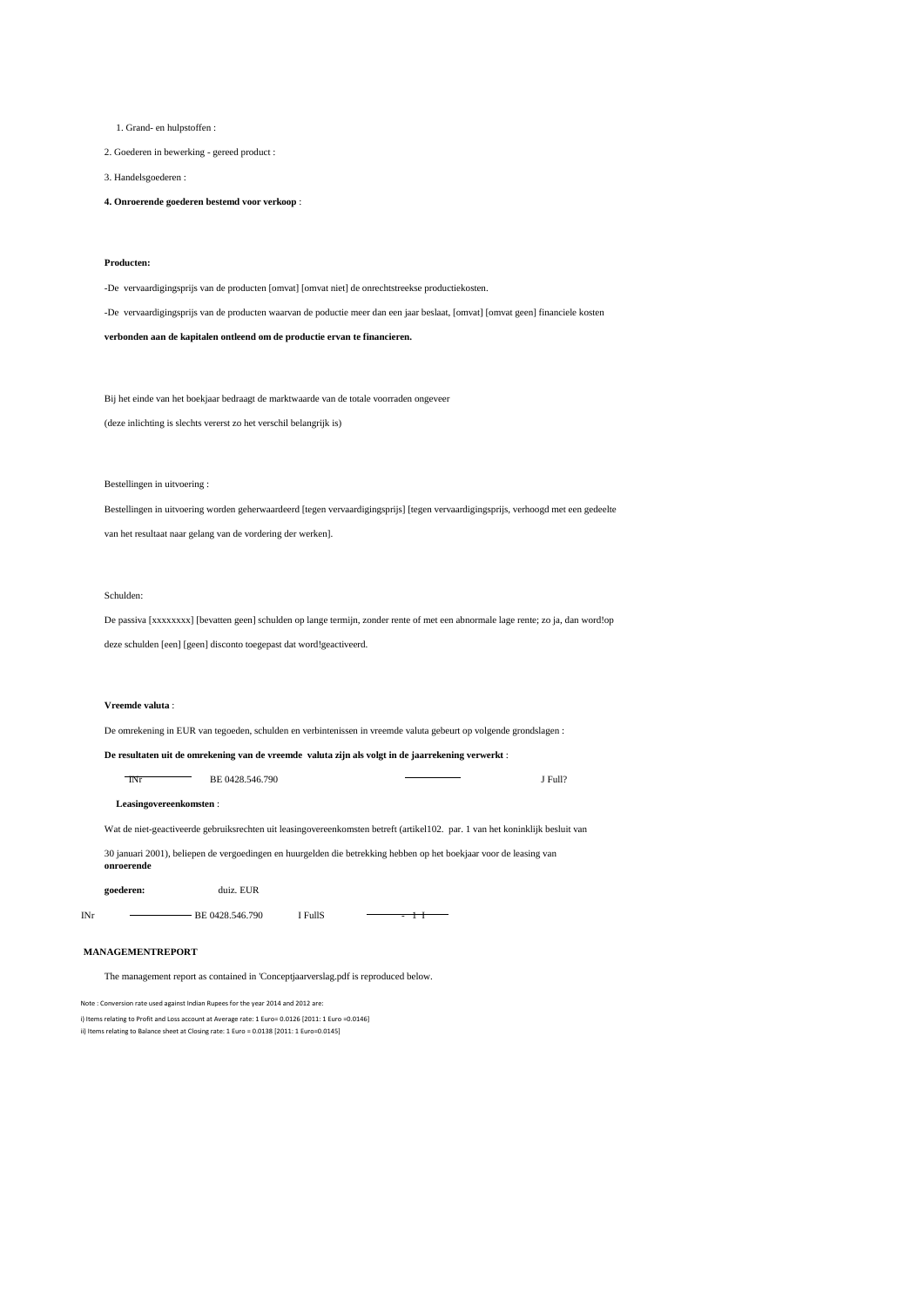1. Grand- en hulpstoffen :

2. Goederen in bewerking - gereed product :

3. Handelsgoederen :

**4. Onroerende goederen bestemd voor verkoop** :

**Producten:**

-De vervaardigingsprijs van de producten [omvat] [omvat niet] de onrechtstreekse productiekosten.

-De vervaardigingsprijs van de producten waarvan de poductie meer dan een jaar beslaat, [omvat] [omvat geen] financiele kosten

**verbonden aan de kapitalen ontleend om de productie ervan te financieren.**

Bij het einde van het boekjaar bedraagt de marktwaarde van de totale voorraden ongeveer

(deze inlichting is slechts vererst zo het verschil belangrijk is)

Bestellingen in uitvoering :

Bestellingen in uitvoering worden geherwaardeerd [tegen vervaardigingsprijs] [tegen vervaardigingsprijs, verhoogd met een gedeelte

van het resultaat naar gelang van de vordering der werken].

Schulden:

De passiva [xxxxxxxx] [bevatten geen] schulden op lange termijn, zonder rente of met een abnormale lage rente; zo ja, dan word!op

deze schulden [een] [geen] disconto toegepast dat word!geactiveerd.

**Vreemde valuta** :

De omrekening in EUR van tegoeden, schulden en verbintenissen in vreemde valuta gebeurt op volgende grondslagen :

**De resultaten uit de omrekening van de vreemde valuta zijn als volgt in de jaarrekening verwerkt** :

INr BE 0428.546.790 J Full?

**Leasingovereenkomsten** :

Wat de niet-geactiveerde gebruiksrechten uit leasingovereenkomsten betreft (artikel102. par. 1 van het koninklijk besluit van

30 januari 2001), beliepen de vergoedingen en huurgelden die betrekking hebben op het boekjaar voor de leasing van **onroerende**

**goederen:** duiz. EUR

INr BE 0428.546.790 I FullS - 1 I

**MANAGEMENTREPORT**

The management report as contained in 'Conceptjaarverslag.pdf is reproduced below.

Note : Conversion rate used against Indian Rupees for the year 2014 and 2012 are:

i) Items relating to Profit and Loss account at Average rate: 1 Euro= 0.0126 [2011: 1 Euro =0.0146]

ii) Items relating to Balance sheet at Closing rate: 1 Euro = 0.0138 [2011: 1 Euro=0.0145]